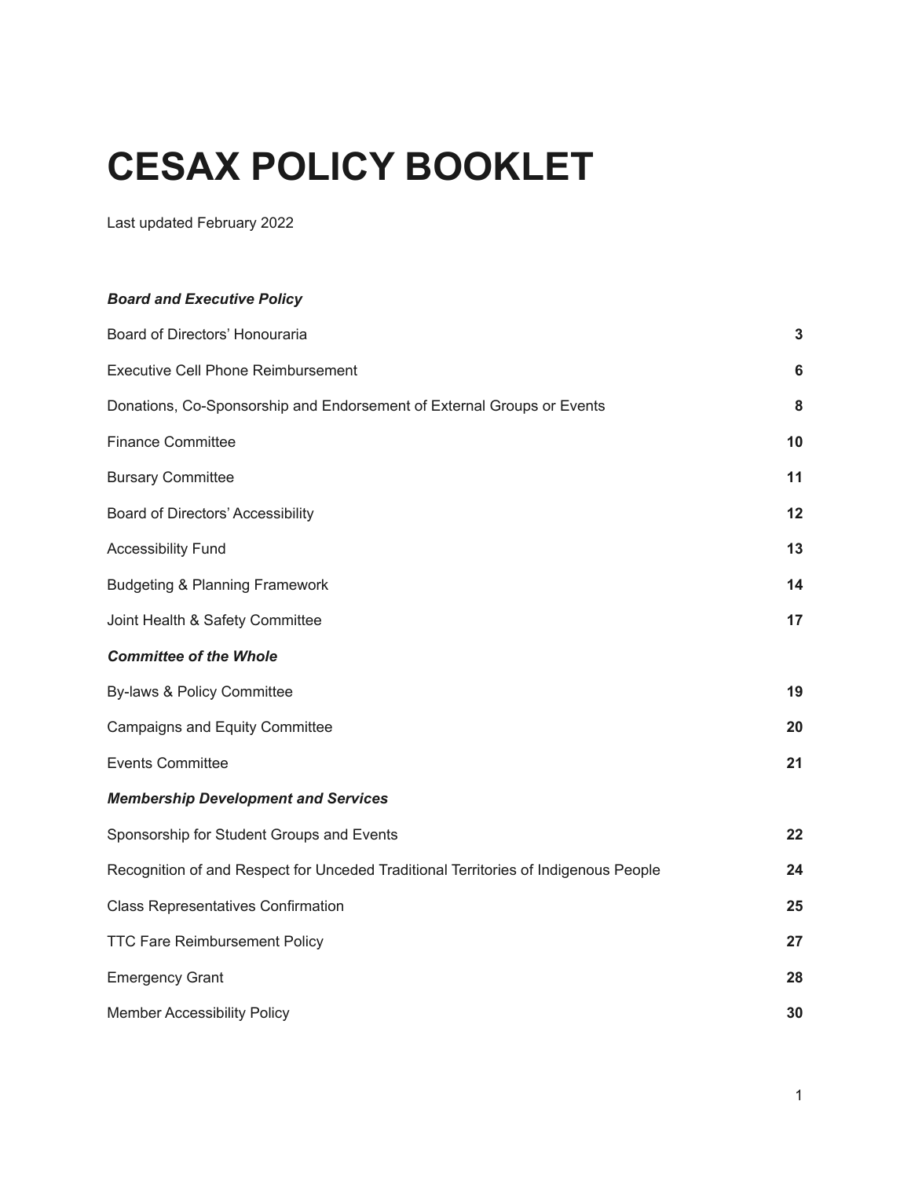# CESAX POLICY BOOKLET

Last updated February 2022

***Board and Executive Policy***

| | |
|---|---|
| Board of Directors' Honouraria | **3** |
| Executive Cell Phone Reimbursement | **6** |
| Donations, Co-Sponsorship and Endorsement of External Groups or Events | **8** |
| Finance Committee | **10** |
| Bursary Committee | **11** |
| Board of Directors' Accessibility | **12** |
| Accessibility Fund | **13** |
| Budgeting & Planning Framework | **14** |
| Joint Health & Safety Committee | **17** |
| ***Committee of the Whole*** | |
| By-laws & Policy Committee | **19** |
| Campaigns and Equity Committee | **20** |
| Events Committee | **21** |
| ***Membership Development and Services*** | |
| Sponsorship for Student Groups and Events | **22** |
| Recognition of and Respect for Unceded Traditional Territories of Indigenous People | **24** |
| Class Representatives Confirmation | **25** |
| TTC Fare Reimbursement Policy | **27** |
| Emergency Grant | **28** |
| Member Accessibility Policy | **30** |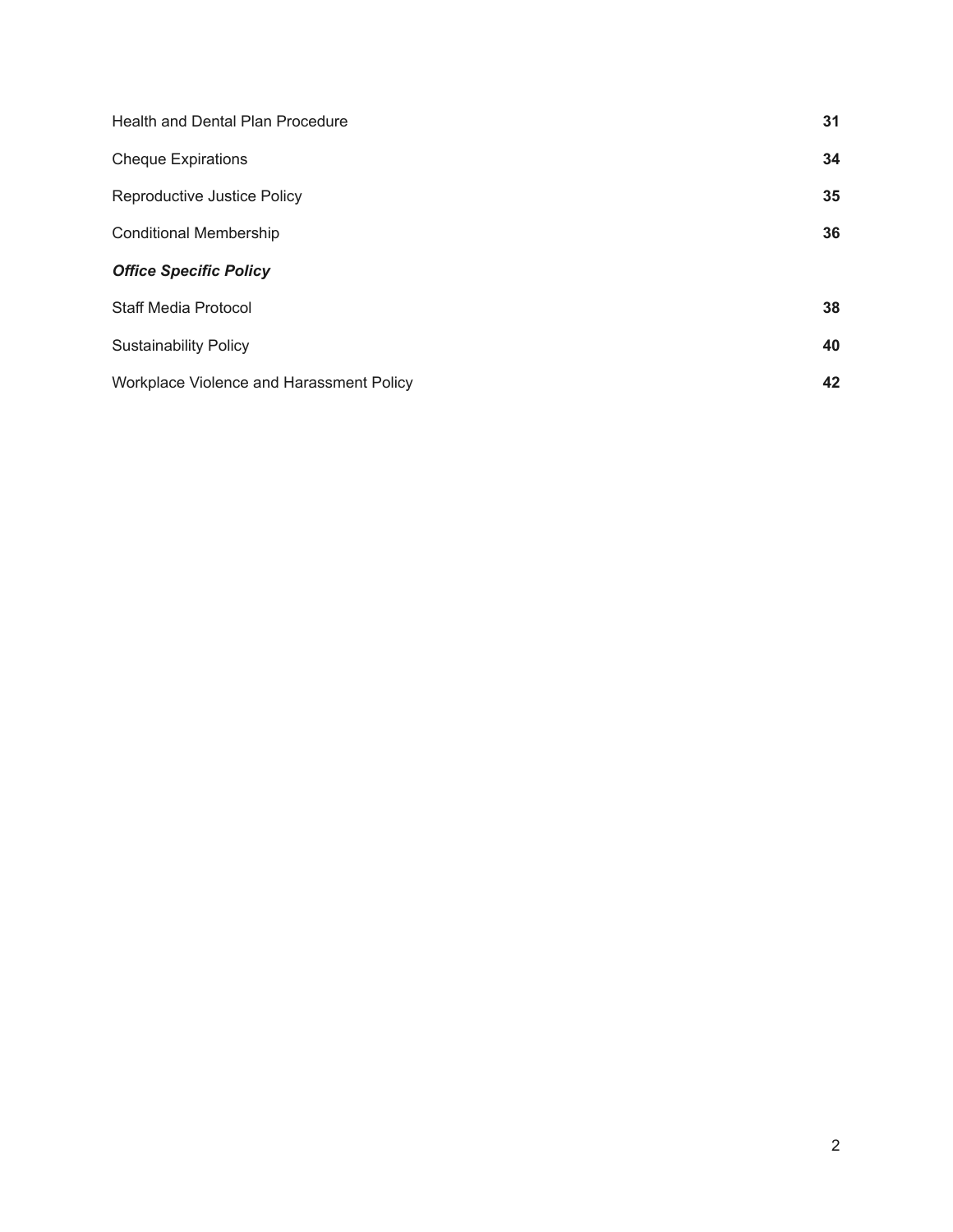| | |
|---|---|
| Health and Dental Plan Procedure | **31** |
| Cheque Expirations | **34** |
| Reproductive Justice Policy | **35** |
| Conditional Membership | **36** |
| ***Office Specific Policy*** | |
| Staff Media Protocol | **38** |
| Sustainability Policy | **40** |
| Workplace Violence and Harassment Policy | **42** |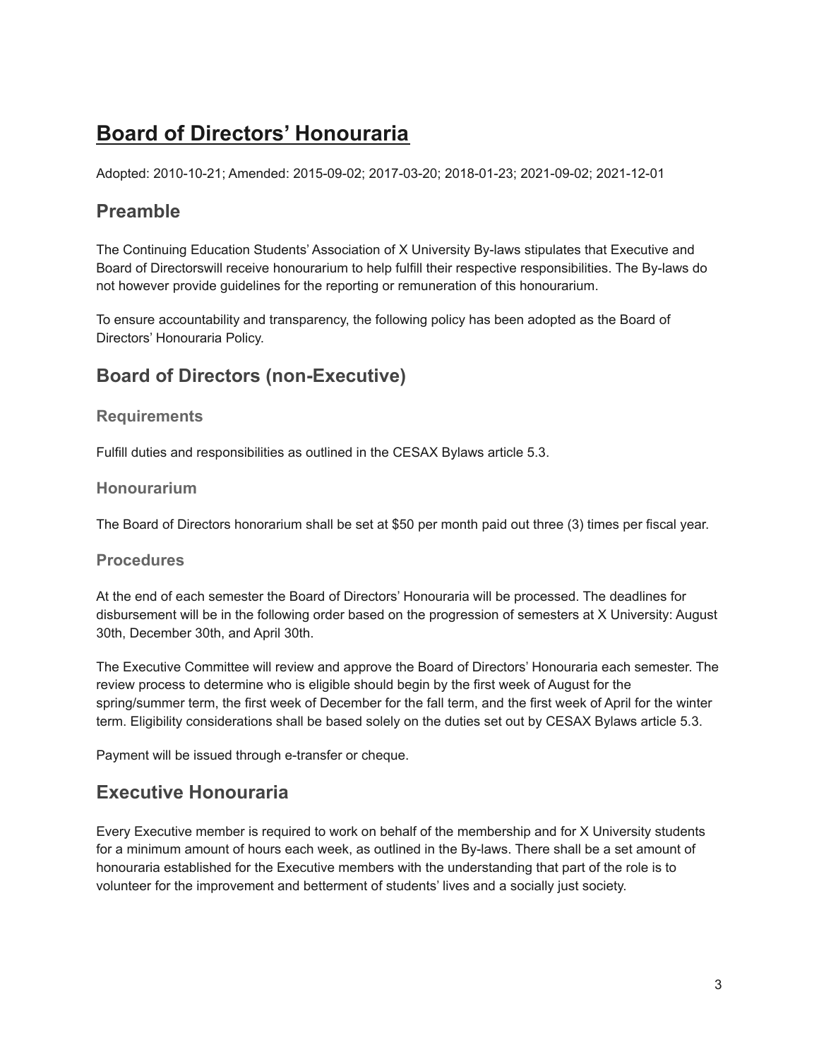# Board of Directors' Honouraria

Adopted: 2010-10-21; Amended: 2015-09-02; 2017-03-20; 2018-01-23; 2021-09-02; 2021-12-01

## Preamble

The Continuing Education Students' Association of X University By-laws stipulates that Executive and Board of Directorswill receive honourarium to help fulfill their respective responsibilities. The By-laws do not however provide guidelines for the reporting or remuneration of this honourarium.

To ensure accountability and transparency, the following policy has been adopted as the Board of Directors' Honouraria Policy.

## Board of Directors (non-Executive)

### Requirements

Fulfill duties and responsibilities as outlined in the CESAX Bylaws article 5.3.

### Honourarium

The Board of Directors honorarium shall be set at $50 per month paid out three (3) times per fiscal year.

### Procedures

At the end of each semester the Board of Directors' Honouraria will be processed. The deadlines for disbursement will be in the following order based on the progression of semesters at X University: August 30th, December 30th, and April 30th.

The Executive Committee will review and approve the Board of Directors' Honouraria each semester. The review process to determine who is eligible should begin by the first week of August for the spring/summer term, the first week of December for the fall term, and the first week of April for the winter term. Eligibility considerations shall be based solely on the duties set out by CESAX Bylaws article 5.3.

Payment will be issued through e-transfer or cheque.

## Executive Honouraria

Every Executive member is required to work on behalf of the membership and for X University students for a minimum amount of hours each week, as outlined in the By-laws. There shall be a set amount of honouraria established for the Executive members with the understanding that part of the role is to volunteer for the improvement and betterment of students' lives and a socially just society.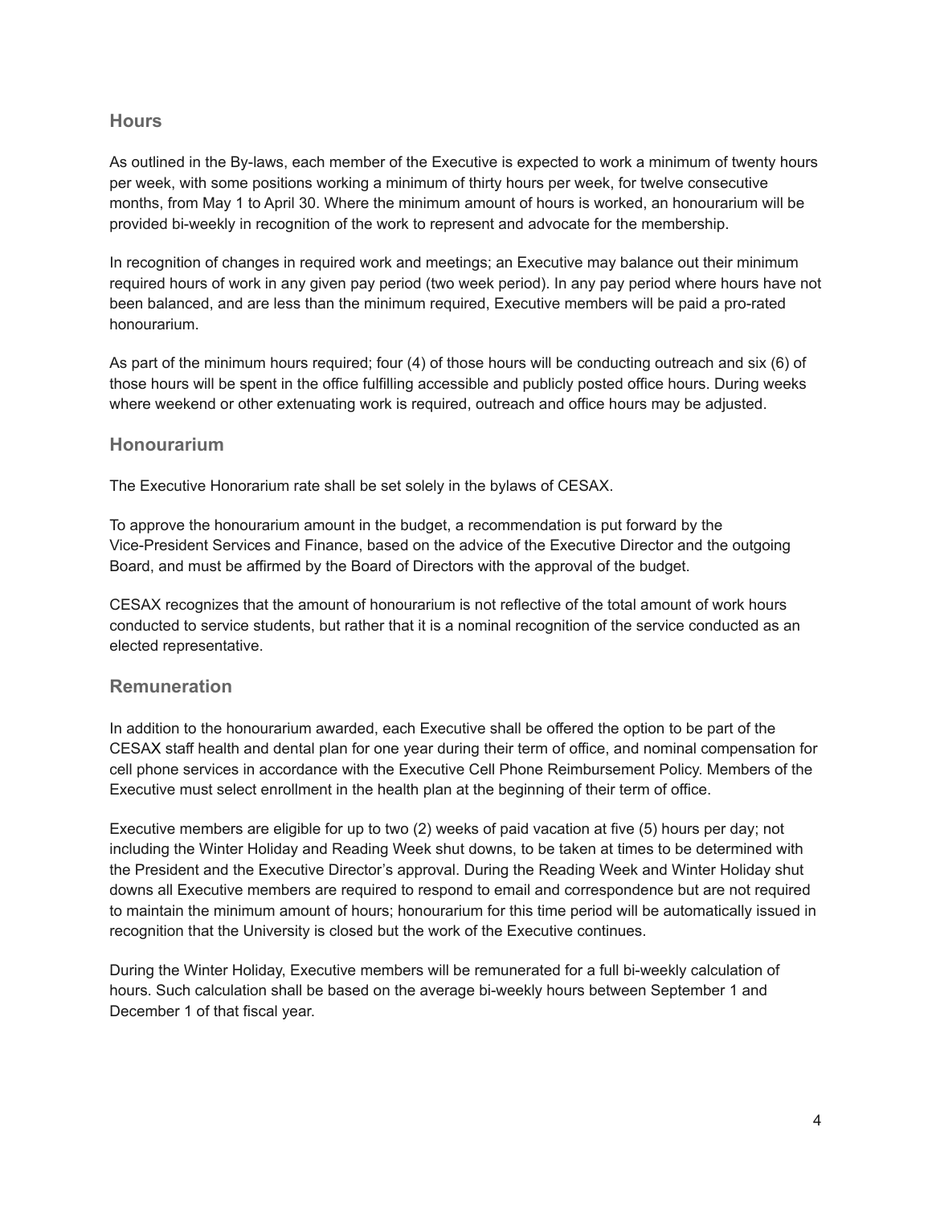## Hours

As outlined in the By-laws, each member of the Executive is expected to work a minimum of twenty hours per week, with some positions working a minimum of thirty hours per week, for twelve consecutive months, from May 1 to April 30. Where the minimum amount of hours is worked, an honourarium will be provided bi-weekly in recognition of the work to represent and advocate for the membership.

In recognition of changes in required work and meetings; an Executive may balance out their minimum required hours of work in any given pay period (two week period). In any pay period where hours have not been balanced, and are less than the minimum required, Executive members will be paid a pro-rated honourarium.

As part of the minimum hours required; four (4) of those hours will be conducting outreach and six (6) of those hours will be spent in the office fulfilling accessible and publicly posted office hours. During weeks where weekend or other extenuating work is required, outreach and office hours may be adjusted.

## Honourarium

The Executive Honorarium rate shall be set solely in the bylaws of CESAX.

To approve the honourarium amount in the budget, a recommendation is put forward by the Vice-President Services and Finance, based on the advice of the Executive Director and the outgoing Board, and must be affirmed by the Board of Directors with the approval of the budget.

CESAX recognizes that the amount of honourarium is not reflective of the total amount of work hours conducted to service students, but rather that it is a nominal recognition of the service conducted as an elected representative.

## Remuneration

In addition to the honourarium awarded, each Executive shall be offered the option to be part of the CESAX staff health and dental plan for one year during their term of office, and nominal compensation for cell phone services in accordance with the Executive Cell Phone Reimbursement Policy. Members of the Executive must select enrollment in the health plan at the beginning of their term of office.

Executive members are eligible for up to two (2) weeks of paid vacation at five (5) hours per day; not including the Winter Holiday and Reading Week shut downs, to be taken at times to be determined with the President and the Executive Director's approval. During the Reading Week and Winter Holiday shut downs all Executive members are required to respond to email and correspondence but are not required to maintain the minimum amount of hours; honourarium for this time period will be automatically issued in recognition that the University is closed but the work of the Executive continues.

During the Winter Holiday, Executive members will be remunerated for a full bi-weekly calculation of hours. Such calculation shall be based on the average bi-weekly hours between September 1 and December 1 of that fiscal year.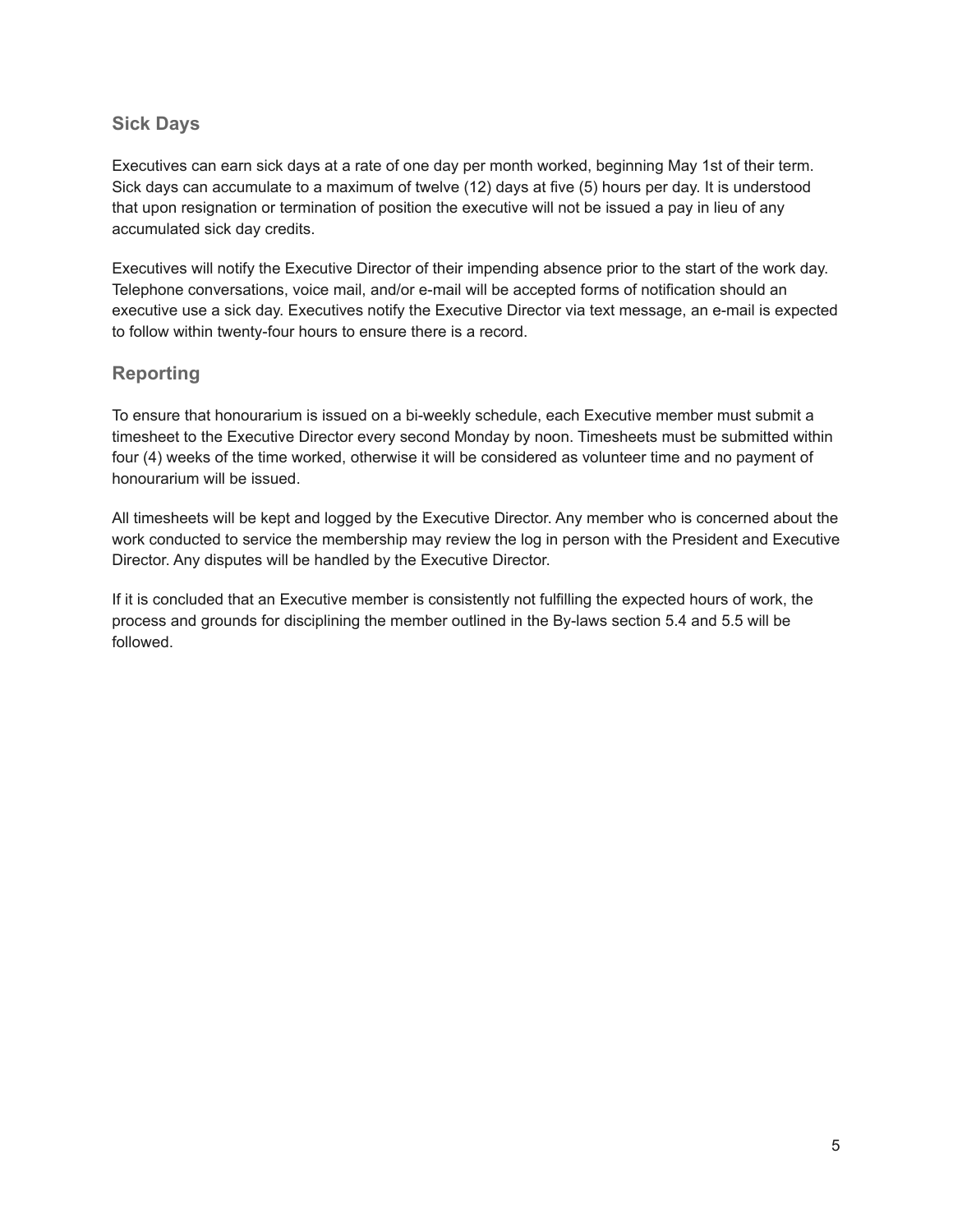## Sick Days

Executives can earn sick days at a rate of one day per month worked, beginning May 1st of their term. Sick days can accumulate to a maximum of twelve (12) days at five (5) hours per day. It is understood that upon resignation or termination of position the executive will not be issued a pay in lieu of any accumulated sick day credits.

Executives will notify the Executive Director of their impending absence prior to the start of the work day. Telephone conversations, voice mail, and/or e-mail will be accepted forms of notification should an executive use a sick day. Executives notify the Executive Director via text message, an e-mail is expected to follow within twenty-four hours to ensure there is a record.

## Reporting

To ensure that honourarium is issued on a bi-weekly schedule, each Executive member must submit a timesheet to the Executive Director every second Monday by noon. Timesheets must be submitted within four (4) weeks of the time worked, otherwise it will be considered as volunteer time and no payment of honourarium will be issued.

All timesheets will be kept and logged by the Executive Director. Any member who is concerned about the work conducted to service the membership may review the log in person with the President and Executive Director. Any disputes will be handled by the Executive Director.

If it is concluded that an Executive member is consistently not fulfilling the expected hours of work, the process and grounds for disciplining the member outlined in the By-laws section 5.4 and 5.5 will be followed.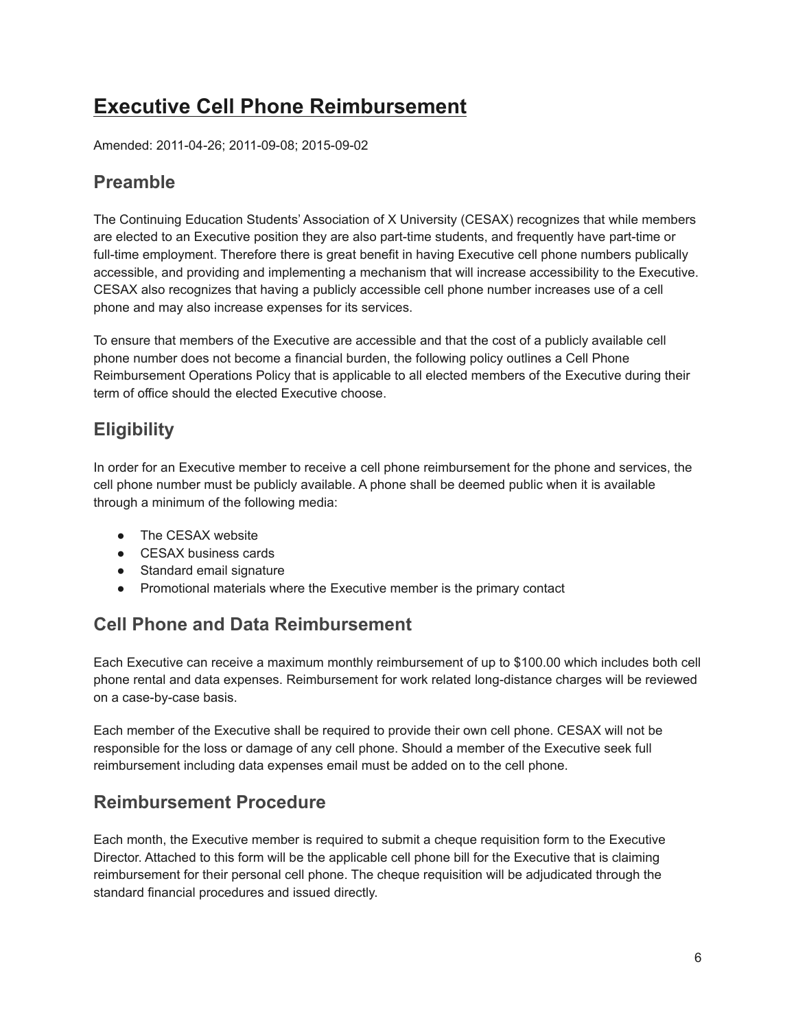# Executive Cell Phone Reimbursement

Amended: 2011-04-26; 2011-09-08; 2015-09-02

## Preamble

The Continuing Education Students' Association of X University (CESAX) recognizes that while members are elected to an Executive position they are also part-time students, and frequently have part-time or full-time employment. Therefore there is great benefit in having Executive cell phone numbers publically accessible, and providing and implementing a mechanism that will increase accessibility to the Executive. CESAX also recognizes that having a publicly accessible cell phone number increases use of a cell phone and may also increase expenses for its services.

To ensure that members of the Executive are accessible and that the cost of a publicly available cell phone number does not become a financial burden, the following policy outlines a Cell Phone Reimbursement Operations Policy that is applicable to all elected members of the Executive during their term of office should the elected Executive choose.

## Eligibility

In order for an Executive member to receive a cell phone reimbursement for the phone and services, the cell phone number must be publicly available. A phone shall be deemed public when it is available through a minimum of the following media:

- The CESAX website
- CESAX business cards
- Standard email signature
- Promotional materials where the Executive member is the primary contact

## Cell Phone and Data Reimbursement

Each Executive can receive a maximum monthly reimbursement of up to $100.00 which includes both cell phone rental and data expenses. Reimbursement for work related long-distance charges will be reviewed on a case-by-case basis.

Each member of the Executive shall be required to provide their own cell phone. CESAX will not be responsible for the loss or damage of any cell phone. Should a member of the Executive seek full reimbursement including data expenses email must be added on to the cell phone.

## Reimbursement Procedure

Each month, the Executive member is required to submit a cheque requisition form to the Executive Director. Attached to this form will be the applicable cell phone bill for the Executive that is claiming reimbursement for their personal cell phone. The cheque requisition will be adjudicated through the standard financial procedures and issued directly.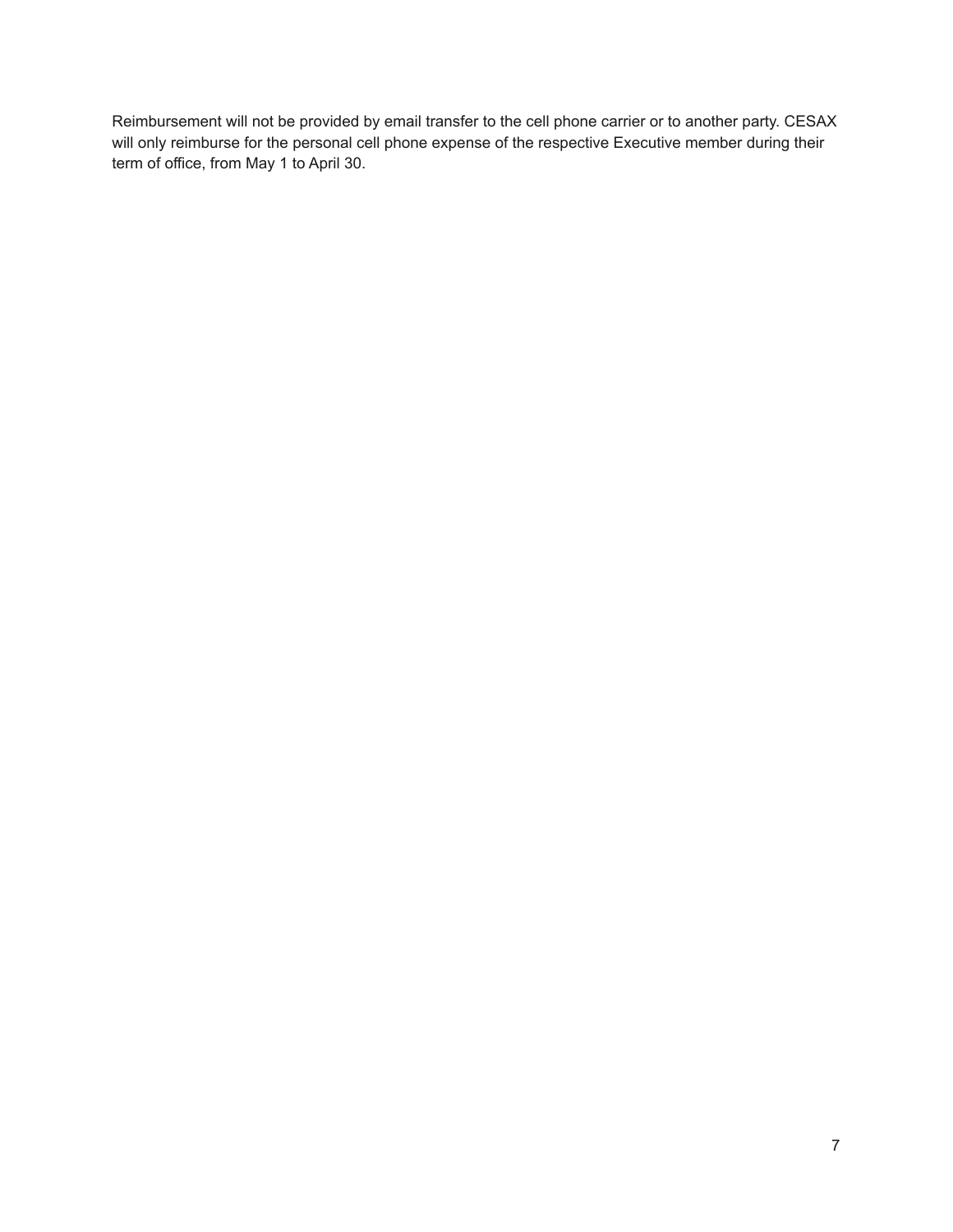Reimbursement will not be provided by email transfer to the cell phone carrier or to another party. CESAX will only reimburse for the personal cell phone expense of the respective Executive member during their term of office, from May 1 to April 30.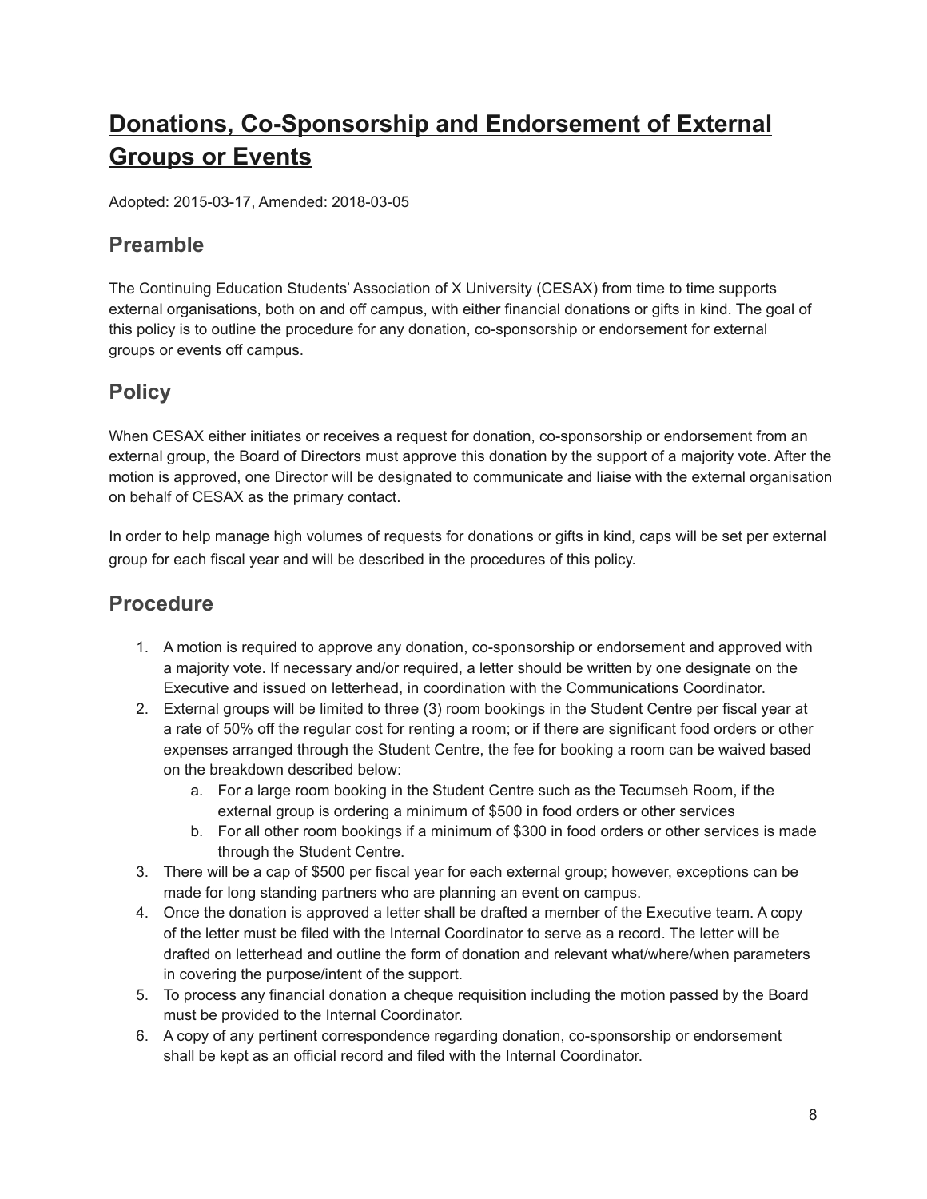# Donations, Co-Sponsorship and Endorsement of External Groups or Events

Adopted: 2015-03-17, Amended: 2018-03-05

## Preamble

The Continuing Education Students' Association of X University (CESAX) from time to time supports external organisations, both on and off campus, with either financial donations or gifts in kind. The goal of this policy is to outline the procedure for any donation, co-sponsorship or endorsement for external groups or events off campus.

## Policy

When CESAX either initiates or receives a request for donation, co-sponsorship or endorsement from an external group, the Board of Directors must approve this donation by the support of a majority vote. After the motion is approved, one Director will be designated to communicate and liaise with the external organisation on behalf of CESAX as the primary contact.

In order to help manage high volumes of requests for donations or gifts in kind, caps will be set per external group for each fiscal year and will be described in the procedures of this policy.

## Procedure

1. A motion is required to approve any donation, co-sponsorship or endorsement and approved with a majority vote. If necessary and/or required, a letter should be written by one designate on the Executive and issued on letterhead, in coordination with the Communications Coordinator.
2. External groups will be limited to three (3) room bookings in the Student Centre per fiscal year at a rate of 50% off the regular cost for renting a room; or if there are significant food orders or other expenses arranged through the Student Centre, the fee for booking a room can be waived based on the breakdown described below:
   a. For a large room booking in the Student Centre such as the Tecumseh Room, if the external group is ordering a minimum of $500 in food orders or other services
   b. For all other room bookings if a minimum of $300 in food orders or other services is made through the Student Centre.
3. There will be a cap of $500 per fiscal year for each external group; however, exceptions can be made for long standing partners who are planning an event on campus.
4. Once the donation is approved a letter shall be drafted a member of the Executive team. A copy of the letter must be filed with the Internal Coordinator to serve as a record. The letter will be drafted on letterhead and outline the form of donation and relevant what/where/when parameters in covering the purpose/intent of the support.
5. To process any financial donation a cheque requisition including the motion passed by the Board must be provided to the Internal Coordinator.
6. A copy of any pertinent correspondence regarding donation, co-sponsorship or endorsement shall be kept as an official record and filed with the Internal Coordinator.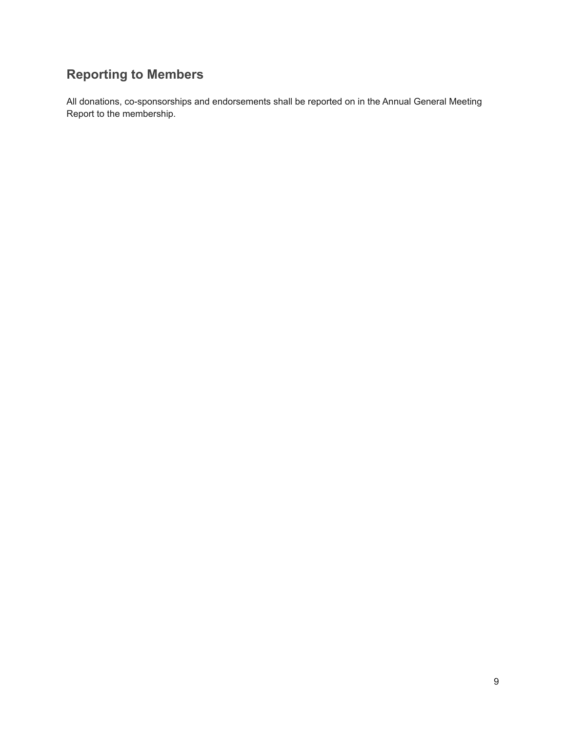## Reporting to Members

All donations, co-sponsorships and endorsements shall be reported on in the Annual General Meeting Report to the membership.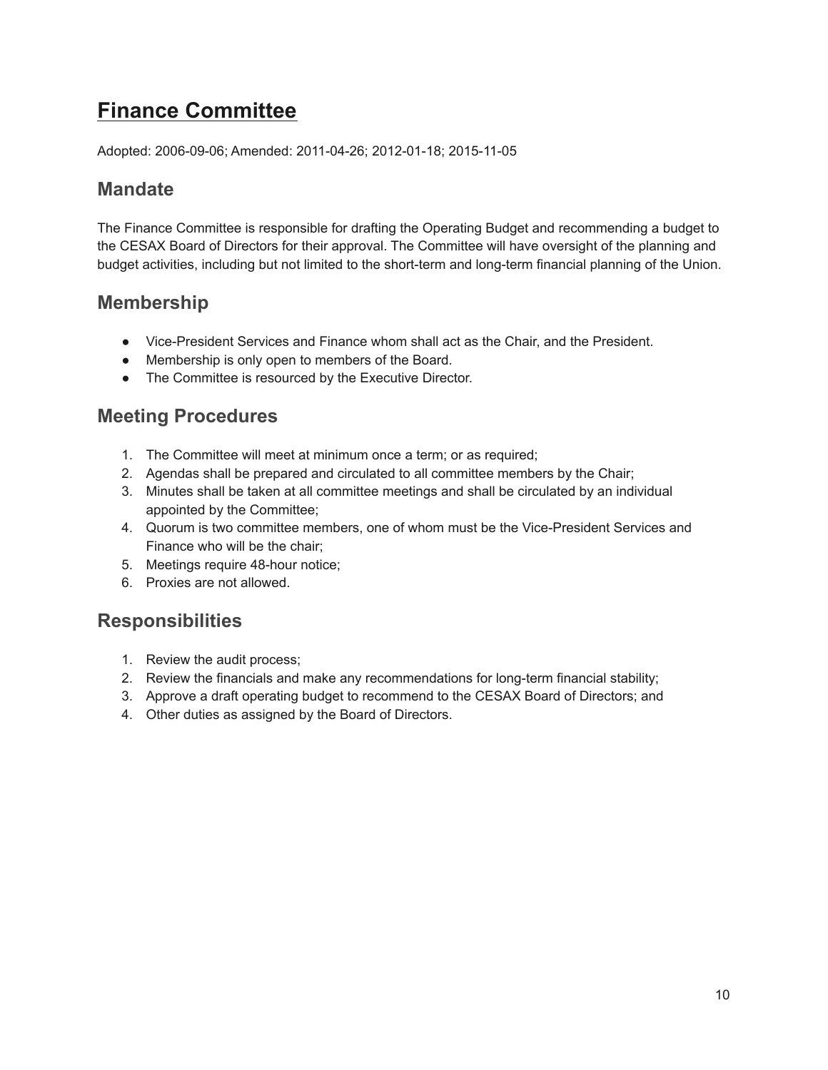# Finance Committee

Adopted: 2006-09-06; Amended: 2011-04-26; 2012-01-18; 2015-11-05

## Mandate

The Finance Committee is responsible for drafting the Operating Budget and recommending a budget to the CESAX Board of Directors for their approval. The Committee will have oversight of the planning and budget activities, including but not limited to the short-term and long-term financial planning of the Union.

## Membership

- Vice-President Services and Finance whom shall act as the Chair, and the President.
- Membership is only open to members of the Board.
- The Committee is resourced by the Executive Director.

## Meeting Procedures

1. The Committee will meet at minimum once a term; or as required;
2. Agendas shall be prepared and circulated to all committee members by the Chair;
3. Minutes shall be taken at all committee meetings and shall be circulated by an individual appointed by the Committee;
4. Quorum is two committee members, one of whom must be the Vice-President Services and Finance who will be the chair;
5. Meetings require 48-hour notice;
6. Proxies are not allowed.

## Responsibilities

1. Review the audit process;
2. Review the financials and make any recommendations for long-term financial stability;
3. Approve a draft operating budget to recommend to the CESAX Board of Directors; and
4. Other duties as assigned by the Board of Directors.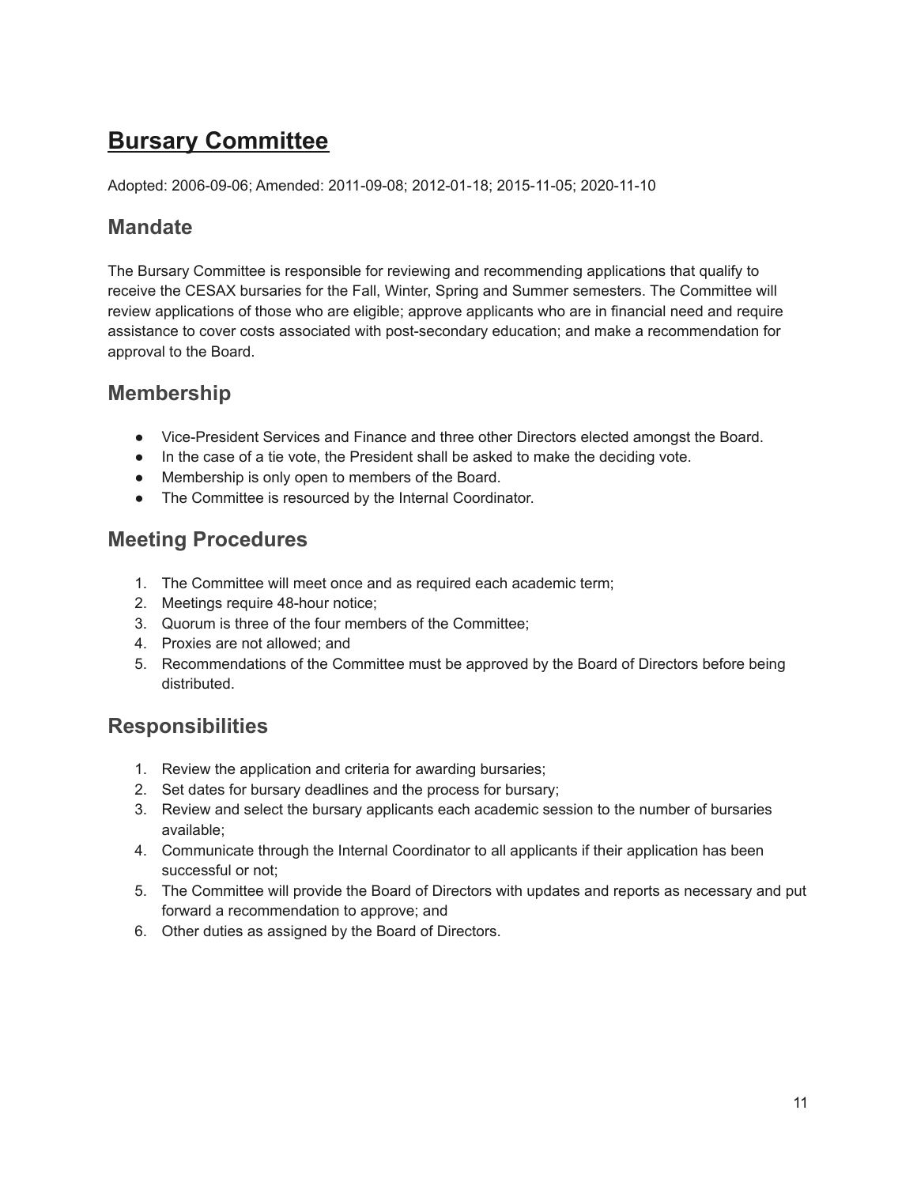# Bursary Committee

Adopted: 2006-09-06; Amended: 2011-09-08; 2012-01-18; 2015-11-05; 2020-11-10

## Mandate

The Bursary Committee is responsible for reviewing and recommending applications that qualify to receive the CESAX bursaries for the Fall, Winter, Spring and Summer semesters. The Committee will review applications of those who are eligible; approve applicants who are in financial need and require assistance to cover costs associated with post-secondary education; and make a recommendation for approval to the Board.

## Membership

- Vice-President Services and Finance and three other Directors elected amongst the Board.
- In the case of a tie vote, the President shall be asked to make the deciding vote.
- Membership is only open to members of the Board.
- The Committee is resourced by the Internal Coordinator.

## Meeting Procedures

1. The Committee will meet once and as required each academic term;
2. Meetings require 48-hour notice;
3. Quorum is three of the four members of the Committee;
4. Proxies are not allowed; and
5. Recommendations of the Committee must be approved by the Board of Directors before being distributed.

## Responsibilities

1. Review the application and criteria for awarding bursaries;
2. Set dates for bursary deadlines and the process for bursary;
3. Review and select the bursary applicants each academic session to the number of bursaries available;
4. Communicate through the Internal Coordinator to all applicants if their application has been successful or not;
5. The Committee will provide the Board of Directors with updates and reports as necessary and put forward a recommendation to approve; and
6. Other duties as assigned by the Board of Directors.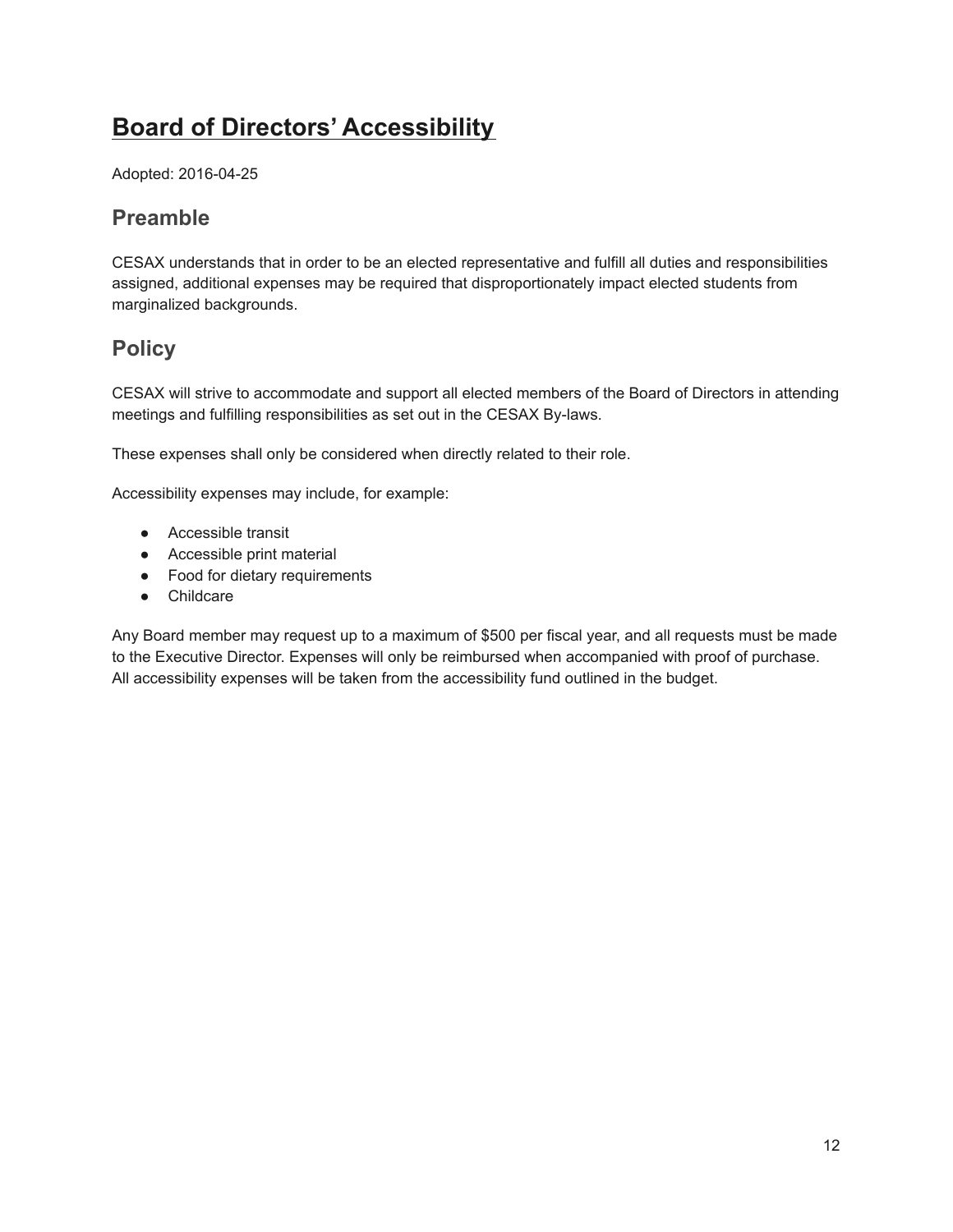# Board of Directors' Accessibility

Adopted: 2016-04-25

## Preamble

CESAX understands that in order to be an elected representative and fulfill all duties and responsibilities assigned, additional expenses may be required that disproportionately impact elected students from marginalized backgrounds.

## Policy

CESAX will strive to accommodate and support all elected members of the Board of Directors in attending meetings and fulfilling responsibilities as set out in the CESAX By-laws.

These expenses shall only be considered when directly related to their role.

Accessibility expenses may include, for example:

- Accessible transit
- Accessible print material
- Food for dietary requirements
- Childcare

Any Board member may request up to a maximum of $500 per fiscal year, and all requests must be made to the Executive Director. Expenses will only be reimbursed when accompanied with proof of purchase. All accessibility expenses will be taken from the accessibility fund outlined in the budget.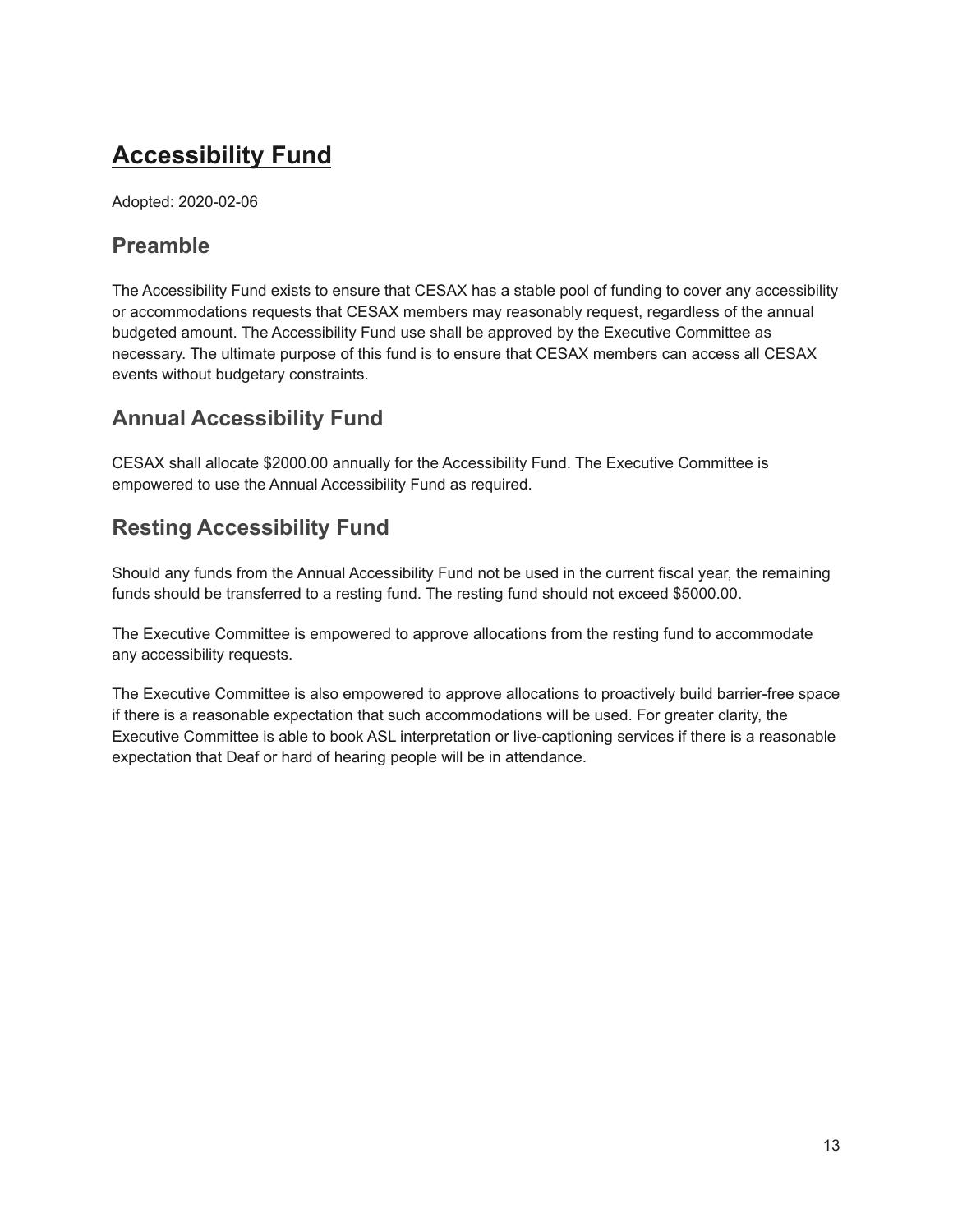# Accessibility Fund

Adopted: 2020-02-06

## Preamble

The Accessibility Fund exists to ensure that CESAX has a stable pool of funding to cover any accessibility or accommodations requests that CESAX members may reasonably request, regardless of the annual budgeted amount. The Accessibility Fund use shall be approved by the Executive Committee as necessary. The ultimate purpose of this fund is to ensure that CESAX members can access all CESAX events without budgetary constraints.

## Annual Accessibility Fund

CESAX shall allocate $2000.00 annually for the Accessibility Fund. The Executive Committee is empowered to use the Annual Accessibility Fund as required.

## Resting Accessibility Fund

Should any funds from the Annual Accessibility Fund not be used in the current fiscal year, the remaining funds should be transferred to a resting fund. The resting fund should not exceed $5000.00.

The Executive Committee is empowered to approve allocations from the resting fund to accommodate any accessibility requests.

The Executive Committee is also empowered to approve allocations to proactively build barrier-free space if there is a reasonable expectation that such accommodations will be used. For greater clarity, the Executive Committee is able to book ASL interpretation or live-captioning services if there is a reasonable expectation that Deaf or hard of hearing people will be in attendance.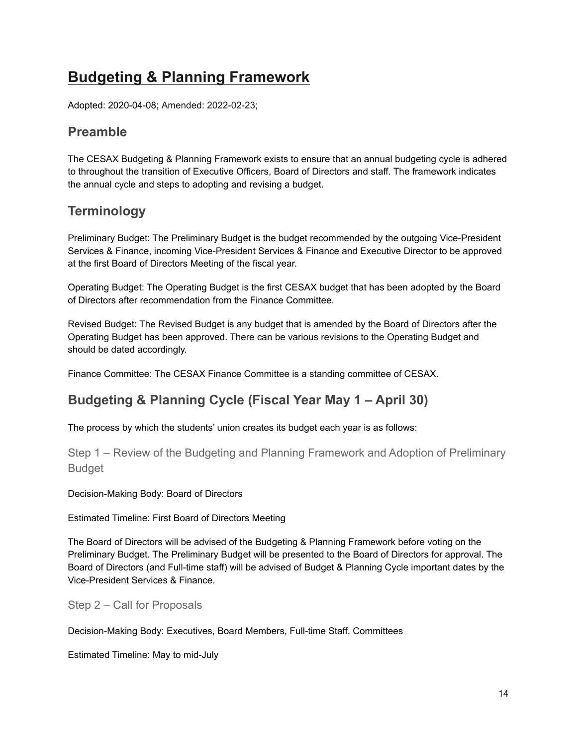# Budgeting & Planning Framework

Adopted: 2020-04-08; Amended: 2022-02-23;

## Preamble

The CESAX Budgeting & Planning Framework exists to ensure that an annual budgeting cycle is adhered to throughout the transition of Executive Officers, Board of Directors and staff. The framework indicates the annual cycle and steps to adopting and revising a budget.

## Terminology

Preliminary Budget: The Preliminary Budget is the budget recommended by the outgoing Vice-President Services & Finance, incoming Vice-President Services & Finance and Executive Director to be approved at the first Board of Directors Meeting of the fiscal year.

Operating Budget: The Operating Budget is the first CESAX budget that has been adopted by the Board of Directors after recommendation from the Finance Committee.

Revised Budget: The Revised Budget is any budget that is amended by the Board of Directors after the Operating Budget has been approved. There can be various revisions to the Operating Budget and should be dated accordingly.

Finance Committee: The CESAX Finance Committee is a standing committee of CESAX.

## Budgeting & Planning Cycle (Fiscal Year May 1 – April 30)

The process by which the students' union creates its budget each year is as follows:

### Step 1 – Review of the Budgeting and Planning Framework and Adoption of Preliminary Budget

Decision-Making Body: Board of Directors

Estimated Timeline: First Board of Directors Meeting

The Board of Directors will be advised of the Budgeting & Planning Framework before voting on the Preliminary Budget. The Preliminary Budget will be presented to the Board of Directors for approval. The Board of Directors (and Full-time staff) will be advised of Budget & Planning Cycle important dates by the Vice-President Services & Finance.

### Step 2 – Call for Proposals

Decision-Making Body: Executives, Board Members, Full-time Staff, Committees

Estimated Timeline: May to mid-July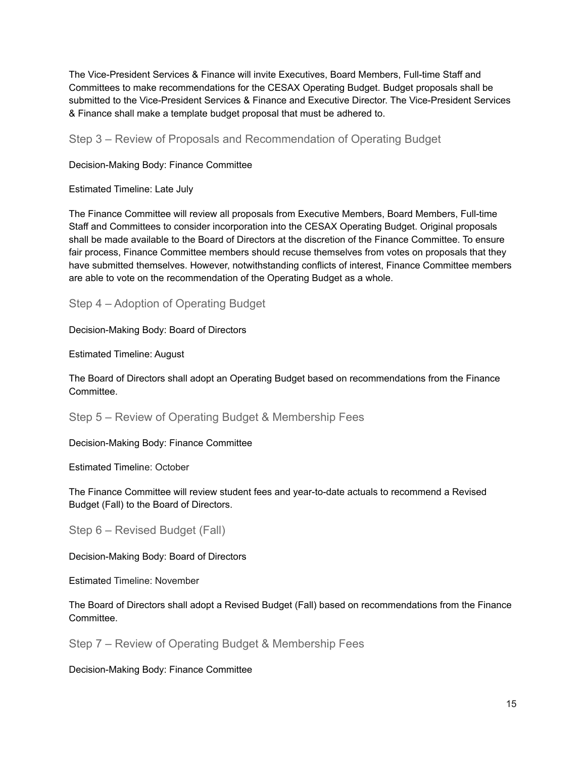The Vice-President Services & Finance will invite Executives, Board Members, Full-time Staff and Committees to make recommendations for the CESAX Operating Budget. Budget proposals shall be submitted to the Vice-President Services & Finance and Executive Director. The Vice-President Services & Finance shall make a template budget proposal that must be adhered to.

### Step 3 – Review of Proposals and Recommendation of Operating Budget

Decision-Making Body: Finance Committee

Estimated Timeline: Late July

The Finance Committee will review all proposals from Executive Members, Board Members, Full-time Staff and Committees to consider incorporation into the CESAX Operating Budget. Original proposals shall be made available to the Board of Directors at the discretion of the Finance Committee. To ensure fair process, Finance Committee members should recuse themselves from votes on proposals that they have submitted themselves. However, notwithstanding conflicts of interest, Finance Committee members are able to vote on the recommendation of the Operating Budget as a whole.

### Step 4 – Adoption of Operating Budget

Decision-Making Body: Board of Directors

Estimated Timeline: August

The Board of Directors shall adopt an Operating Budget based on recommendations from the Finance Committee.

### Step 5 – Review of Operating Budget & Membership Fees

Decision-Making Body: Finance Committee

Estimated Timeline: October

The Finance Committee will review student fees and year-to-date actuals to recommend a Revised Budget (Fall) to the Board of Directors.

### Step 6 – Revised Budget (Fall)

Decision-Making Body: Board of Directors

Estimated Timeline: November

The Board of Directors shall adopt a Revised Budget (Fall) based on recommendations from the Finance Committee.

### Step 7 – Review of Operating Budget & Membership Fees

Decision-Making Body: Finance Committee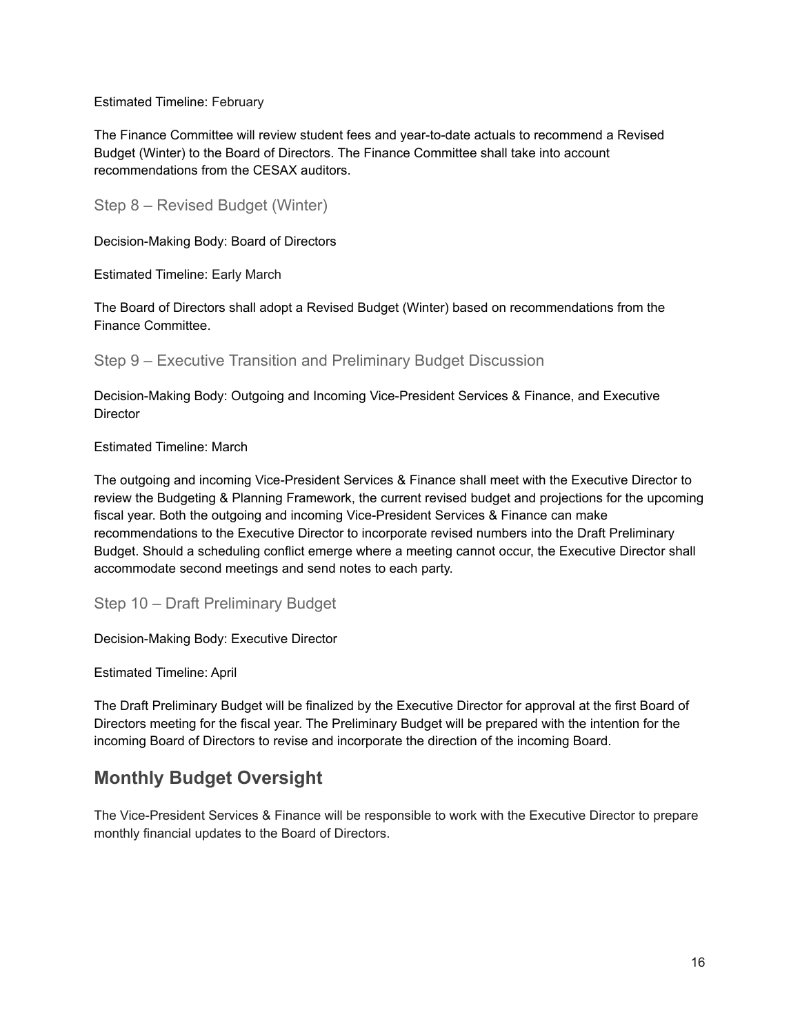Estimated Timeline: February

The Finance Committee will review student fees and year-to-date actuals to recommend a Revised Budget (Winter) to the Board of Directors. The Finance Committee shall take into account recommendations from the CESAX auditors.

### Step 8 – Revised Budget (Winter)

Decision-Making Body: Board of Directors

Estimated Timeline: Early March

The Board of Directors shall adopt a Revised Budget (Winter) based on recommendations from the Finance Committee.

### Step 9 – Executive Transition and Preliminary Budget Discussion

Decision-Making Body: Outgoing and Incoming Vice-President Services & Finance, and Executive Director

Estimated Timeline: March

The outgoing and incoming Vice-President Services & Finance shall meet with the Executive Director to review the Budgeting & Planning Framework, the current revised budget and projections for the upcoming fiscal year. Both the outgoing and incoming Vice-President Services & Finance can make recommendations to the Executive Director to incorporate revised numbers into the Draft Preliminary Budget. Should a scheduling conflict emerge where a meeting cannot occur, the Executive Director shall accommodate second meetings and send notes to each party.

### Step 10 – Draft Preliminary Budget

Decision-Making Body: Executive Director

Estimated Timeline: April

The Draft Preliminary Budget will be finalized by the Executive Director for approval at the first Board of Directors meeting for the fiscal year. The Preliminary Budget will be prepared with the intention for the incoming Board of Directors to revise and incorporate the direction of the incoming Board.

## Monthly Budget Oversight

The Vice-President Services & Finance will be responsible to work with the Executive Director to prepare monthly financial updates to the Board of Directors.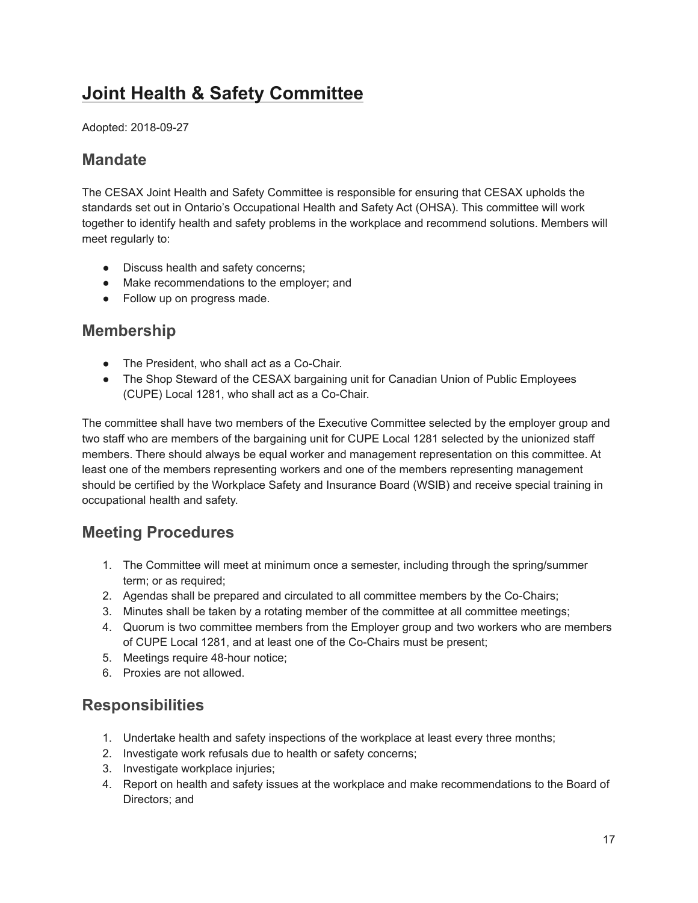# Joint Health & Safety Committee

Adopted: 2018-09-27

## Mandate

The CESAX Joint Health and Safety Committee is responsible for ensuring that CESAX upholds the standards set out in Ontario's Occupational Health and Safety Act (OHSA). This committee will work together to identify health and safety problems in the workplace and recommend solutions. Members will meet regularly to:

- Discuss health and safety concerns;
- Make recommendations to the employer; and
- Follow up on progress made.

## Membership

- The President, who shall act as a Co-Chair.
- The Shop Steward of the CESAX bargaining unit for Canadian Union of Public Employees (CUPE) Local 1281, who shall act as a Co-Chair.

The committee shall have two members of the Executive Committee selected by the employer group and two staff who are members of the bargaining unit for CUPE Local 1281 selected by the unionized staff members. There should always be equal worker and management representation on this committee. At least one of the members representing workers and one of the members representing management should be certified by the Workplace Safety and Insurance Board (WSIB) and receive special training in occupational health and safety.

## Meeting Procedures

1. The Committee will meet at minimum once a semester, including through the spring/summer term; or as required;
2. Agendas shall be prepared and circulated to all committee members by the Co-Chairs;
3. Minutes shall be taken by a rotating member of the committee at all committee meetings;
4. Quorum is two committee members from the Employer group and two workers who are members of CUPE Local 1281, and at least one of the Co-Chairs must be present;
5. Meetings require 48-hour notice;
6. Proxies are not allowed.

## Responsibilities

1. Undertake health and safety inspections of the workplace at least every three months;
2. Investigate work refusals due to health or safety concerns;
3. Investigate workplace injuries;
4. Report on health and safety issues at the workplace and make recommendations to the Board of Directors; and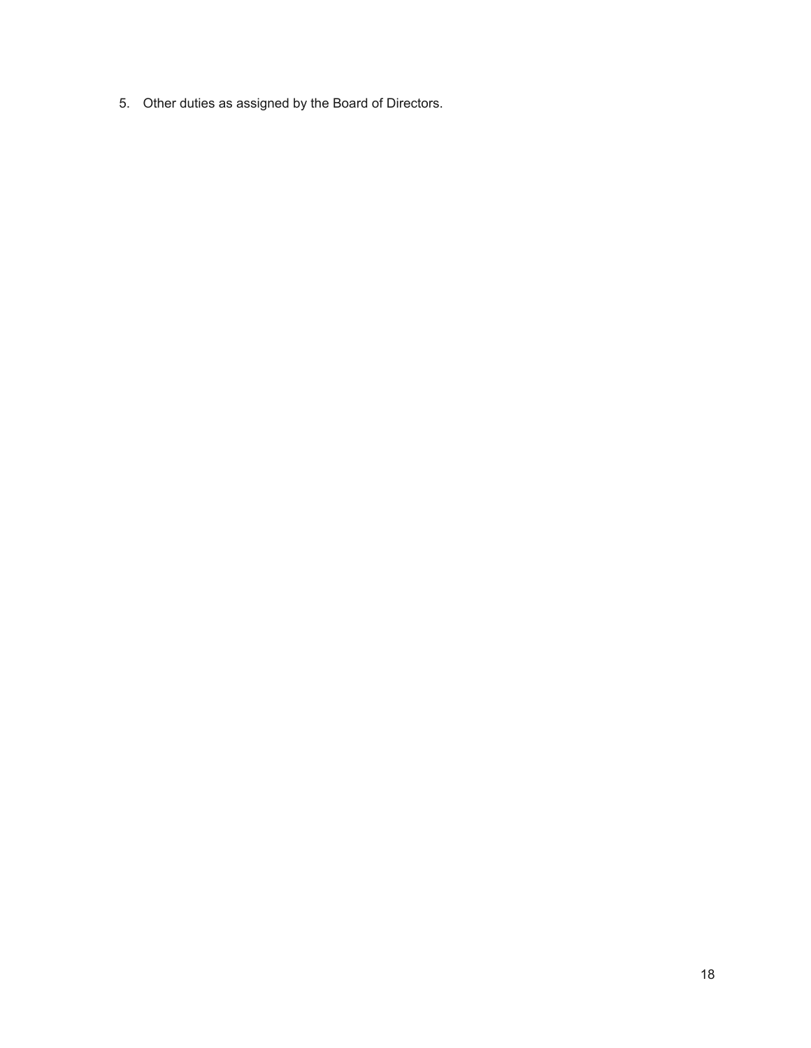5. Other duties as assigned by the Board of Directors.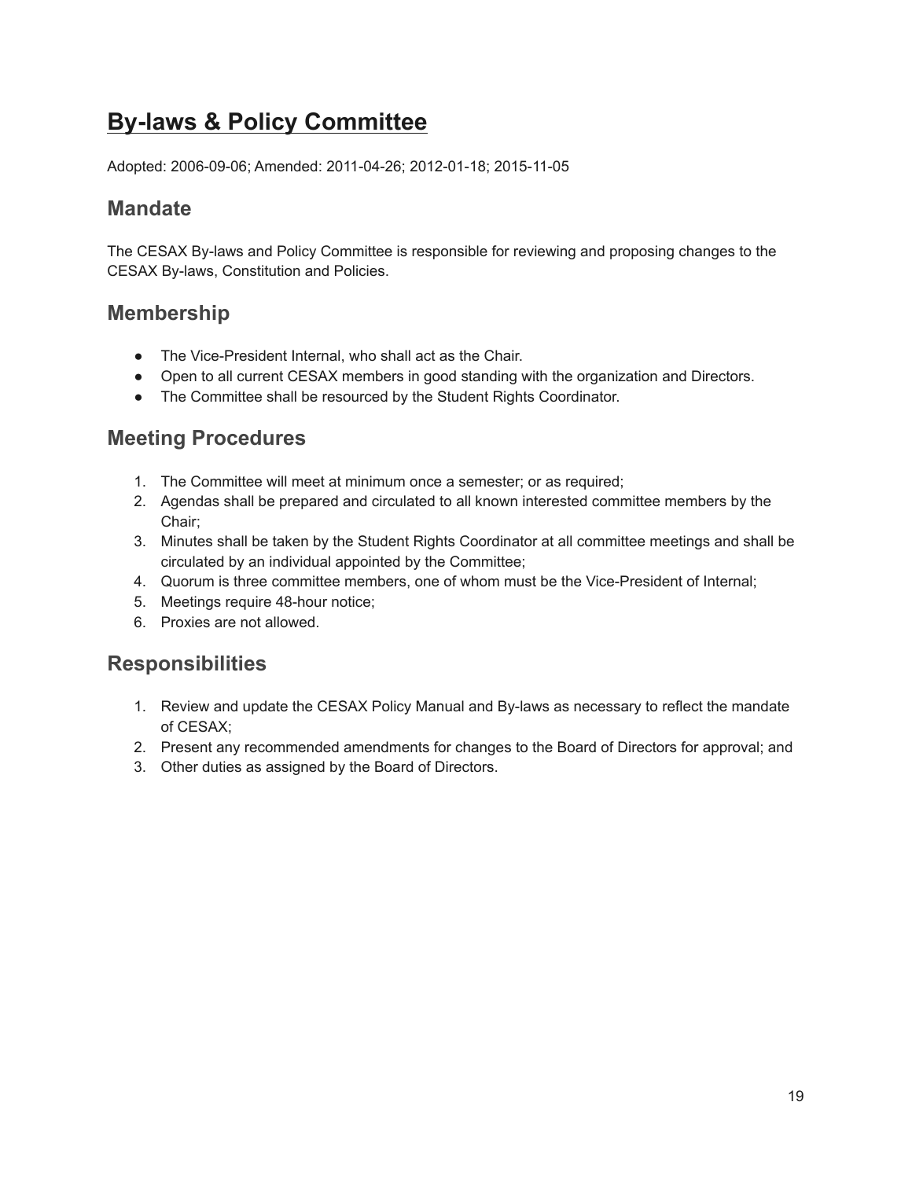# By-laws & Policy Committee

Adopted: 2006-09-06; Amended: 2011-04-26; 2012-01-18; 2015-11-05

## Mandate

The CESAX By-laws and Policy Committee is responsible for reviewing and proposing changes to the CESAX By-laws, Constitution and Policies.

## Membership

- The Vice-President Internal, who shall act as the Chair.
- Open to all current CESAX members in good standing with the organization and Directors.
- The Committee shall be resourced by the Student Rights Coordinator.

## Meeting Procedures

1. The Committee will meet at minimum once a semester; or as required;
2. Agendas shall be prepared and circulated to all known interested committee members by the Chair;
3. Minutes shall be taken by the Student Rights Coordinator at all committee meetings and shall be circulated by an individual appointed by the Committee;
4. Quorum is three committee members, one of whom must be the Vice-President of Internal;
5. Meetings require 48-hour notice;
6. Proxies are not allowed.

## Responsibilities

1. Review and update the CESAX Policy Manual and By-laws as necessary to reflect the mandate of CESAX;
2. Present any recommended amendments for changes to the Board of Directors for approval; and
3. Other duties as assigned by the Board of Directors.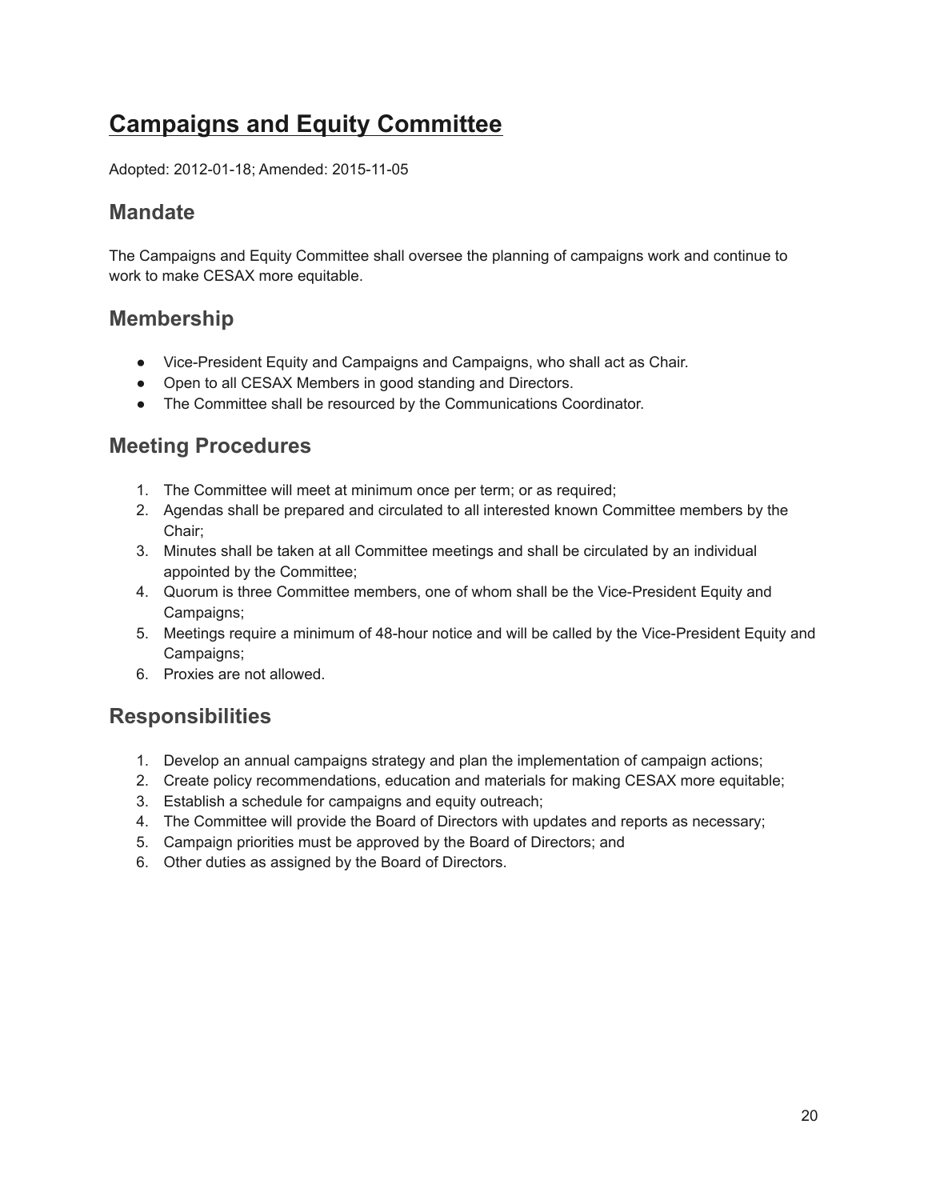# Campaigns and Equity Committee

Adopted: 2012-01-18; Amended: 2015-11-05

## Mandate

The Campaigns and Equity Committee shall oversee the planning of campaigns work and continue to work to make CESAX more equitable.

## Membership

- Vice-President Equity and Campaigns and Campaigns, who shall act as Chair.
- Open to all CESAX Members in good standing and Directors.
- The Committee shall be resourced by the Communications Coordinator.

## Meeting Procedures

1. The Committee will meet at minimum once per term; or as required;
2. Agendas shall be prepared and circulated to all interested known Committee members by the Chair;
3. Minutes shall be taken at all Committee meetings and shall be circulated by an individual appointed by the Committee;
4. Quorum is three Committee members, one of whom shall be the Vice-President Equity and Campaigns;
5. Meetings require a minimum of 48-hour notice and will be called by the Vice-President Equity and Campaigns;
6. Proxies are not allowed.

## Responsibilities

1. Develop an annual campaigns strategy and plan the implementation of campaign actions;
2. Create policy recommendations, education and materials for making CESAX more equitable;
3. Establish a schedule for campaigns and equity outreach;
4. The Committee will provide the Board of Directors with updates and reports as necessary;
5. Campaign priorities must be approved by the Board of Directors; and
6. Other duties as assigned by the Board of Directors.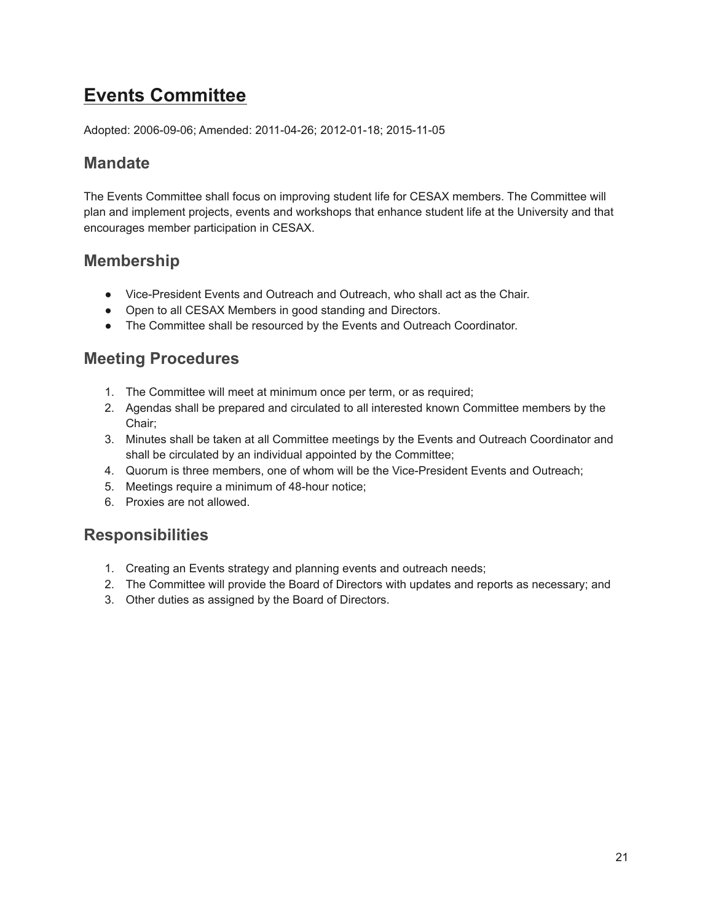# Events Committee

Adopted: 2006-09-06; Amended: 2011-04-26; 2012-01-18; 2015-11-05

## Mandate

The Events Committee shall focus on improving student life for CESAX members. The Committee will plan and implement projects, events and workshops that enhance student life at the University and that encourages member participation in CESAX.

## Membership

- Vice-President Events and Outreach and Outreach, who shall act as the Chair.
- Open to all CESAX Members in good standing and Directors.
- The Committee shall be resourced by the Events and Outreach Coordinator.

## Meeting Procedures

1. The Committee will meet at minimum once per term, or as required;
2. Agendas shall be prepared and circulated to all interested known Committee members by the Chair;
3. Minutes shall be taken at all Committee meetings by the Events and Outreach Coordinator and shall be circulated by an individual appointed by the Committee;
4. Quorum is three members, one of whom will be the Vice-President Events and Outreach;
5. Meetings require a minimum of 48-hour notice;
6. Proxies are not allowed.

## Responsibilities

1. Creating an Events strategy and planning events and outreach needs;
2. The Committee will provide the Board of Directors with updates and reports as necessary; and
3. Other duties as assigned by the Board of Directors.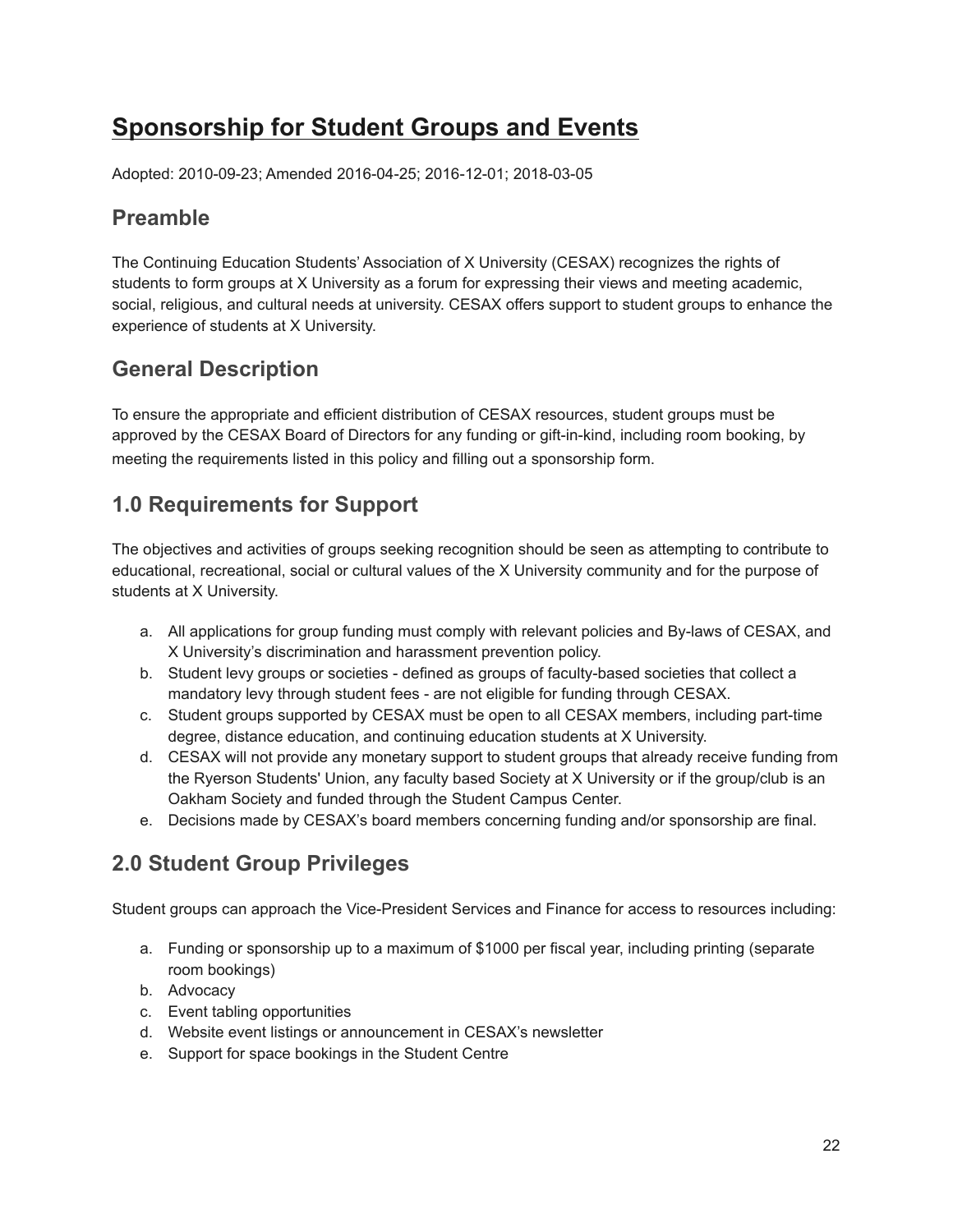# Sponsorship for Student Groups and Events

Adopted: 2010-09-23; Amended 2016-04-25; 2016-12-01; 2018-03-05

## Preamble

The Continuing Education Students' Association of X University (CESAX) recognizes the rights of students to form groups at X University as a forum for expressing their views and meeting academic, social, religious, and cultural needs at university. CESAX offers support to student groups to enhance the experience of students at X University.

## General Description

To ensure the appropriate and efficient distribution of CESAX resources, student groups must be approved by the CESAX Board of Directors for any funding or gift-in-kind, including room booking, by meeting the requirements listed in this policy and filling out a sponsorship form.

## 1.0 Requirements for Support

The objectives and activities of groups seeking recognition should be seen as attempting to contribute to educational, recreational, social or cultural values of the X University community and for the purpose of students at X University.

a. All applications for group funding must comply with relevant policies and By-laws of CESAX, and X University's discrimination and harassment prevention policy.
b. Student levy groups or societies - defined as groups of faculty-based societies that collect a mandatory levy through student fees - are not eligible for funding through CESAX.
c. Student groups supported by CESAX must be open to all CESAX members, including part-time degree, distance education, and continuing education students at X University.
d. CESAX will not provide any monetary support to student groups that already receive funding from the Ryerson Students' Union, any faculty based Society at X University or if the group/club is an Oakham Society and funded through the Student Campus Center.
e. Decisions made by CESAX's board members concerning funding and/or sponsorship are final.

## 2.0 Student Group Privileges

Student groups can approach the Vice-President Services and Finance for access to resources including:

a. Funding or sponsorship up to a maximum of $1000 per fiscal year, including printing (separate room bookings)
b. Advocacy
c. Event tabling opportunities
d. Website event listings or announcement in CESAX's newsletter
e. Support for space bookings in the Student Centre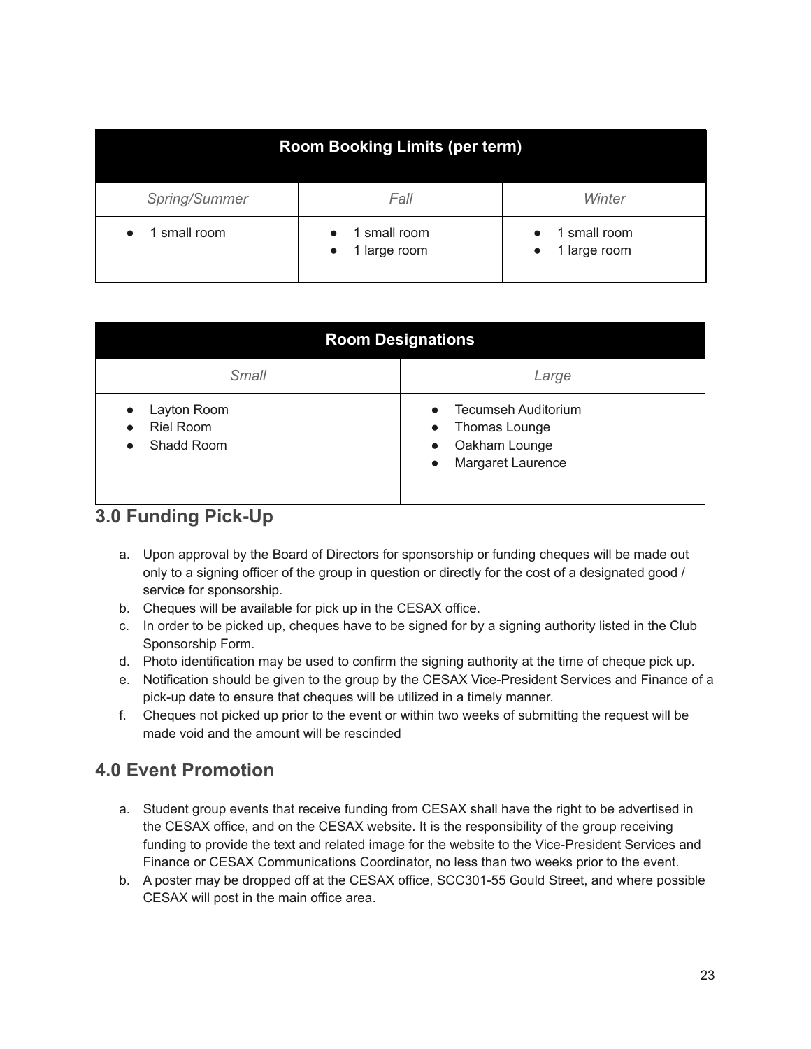| Room Booking Limits (per term) | | |
|---|---|---|
| *Spring/Summer* | *Fall* | *Winter* |
| • 1 small room | • 1 small room<br>• 1 large room | • 1 small room<br>• 1 large room |

| Room Designations | |
|---|---|
| *Small* | *Large* |
| • Layton Room<br>• Riel Room<br>• Shadd Room | • Tecumseh Auditorium<br>• Thomas Lounge<br>• Oakham Lounge<br>• Margaret Laurence |

## 3.0 Funding Pick-Up

a. Upon approval by the Board of Directors for sponsorship or funding cheques will be made out only to a signing officer of the group in question or directly for the cost of a designated good / service for sponsorship.
b. Cheques will be available for pick up in the CESAX office.
c. In order to be picked up, cheques have to be signed for by a signing authority listed in the Club Sponsorship Form.
d. Photo identification may be used to confirm the signing authority at the time of cheque pick up.
e. Notification should be given to the group by the CESAX Vice-President Services and Finance of a pick-up date to ensure that cheques will be utilized in a timely manner.
f. Cheques not picked up prior to the event or within two weeks of submitting the request will be made void and the amount will be rescinded

## 4.0 Event Promotion

a. Student group events that receive funding from CESAX shall have the right to be advertised in the CESAX office, and on the CESAX website. It is the responsibility of the group receiving funding to provide the text and related image for the website to the Vice-President Services and Finance or CESAX Communications Coordinator, no less than two weeks prior to the event.
b. A poster may be dropped off at the CESAX office, SCC301-55 Gould Street, and where possible CESAX will post in the main office area.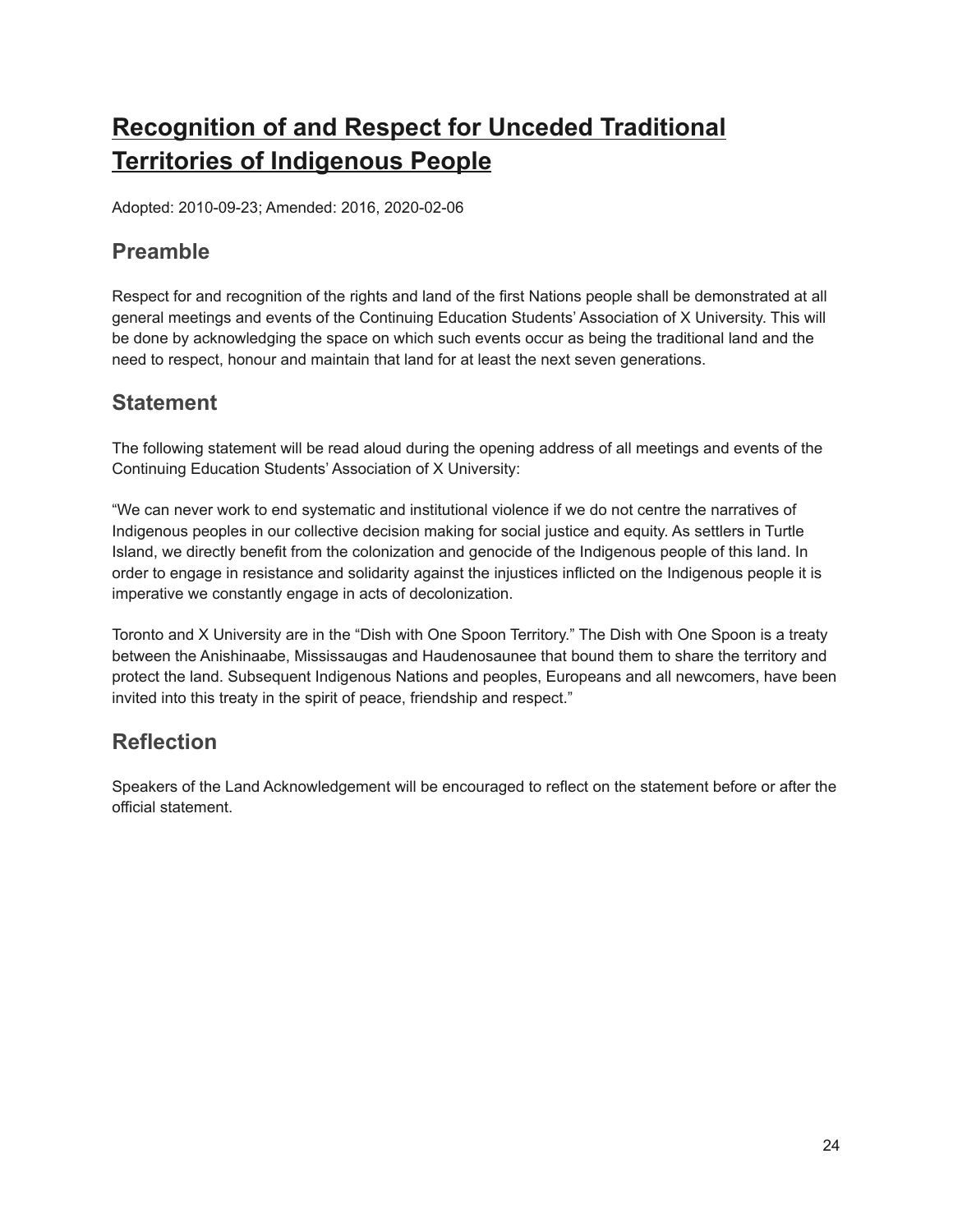# Recognition of and Respect for Unceded Traditional Territories of Indigenous People

Adopted: 2010-09-23; Amended: 2016, 2020-02-06

## Preamble

Respect for and recognition of the rights and land of the first Nations people shall be demonstrated at all general meetings and events of the Continuing Education Students' Association of X University. This will be done by acknowledging the space on which such events occur as being the traditional land and the need to respect, honour and maintain that land for at least the next seven generations.

## Statement

The following statement will be read aloud during the opening address of all meetings and events of the Continuing Education Students' Association of X University:

"We can never work to end systematic and institutional violence if we do not centre the narratives of Indigenous peoples in our collective decision making for social justice and equity. As settlers in Turtle Island, we directly benefit from the colonization and genocide of the Indigenous people of this land. In order to engage in resistance and solidarity against the injustices inflicted on the Indigenous people it is imperative we constantly engage in acts of decolonization.

Toronto and X University are in the "Dish with One Spoon Territory." The Dish with One Spoon is a treaty between the Anishinaabe, Mississaugas and Haudenosaunee that bound them to share the territory and protect the land. Subsequent Indigenous Nations and peoples, Europeans and all newcomers, have been invited into this treaty in the spirit of peace, friendship and respect."

## Reflection

Speakers of the Land Acknowledgement will be encouraged to reflect on the statement before or after the official statement.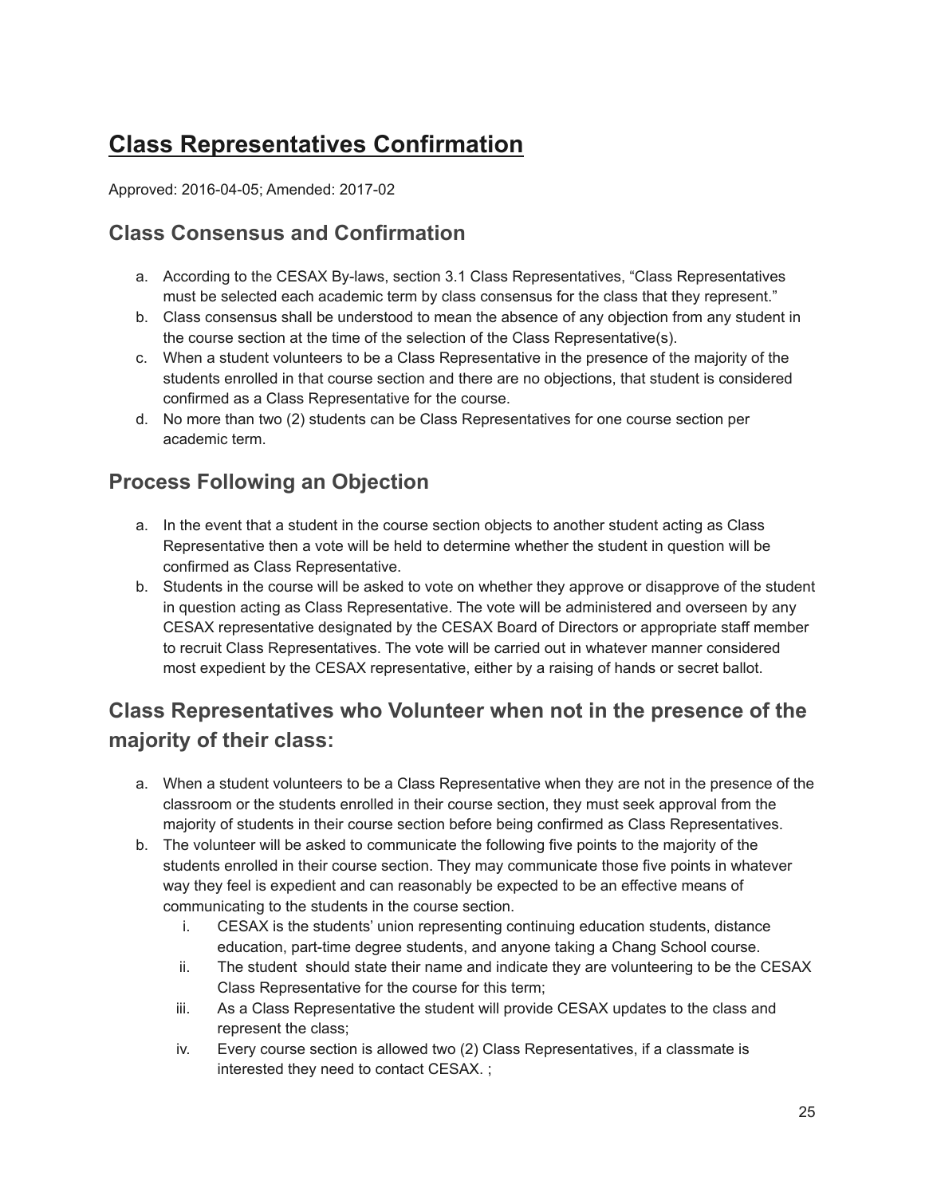# Class Representatives Confirmation

Approved: 2016-04-05; Amended: 2017-02

## Class Consensus and Confirmation

a. According to the CESAX By-laws, section 3.1 Class Representatives, "Class Representatives must be selected each academic term by class consensus for the class that they represent."
b. Class consensus shall be understood to mean the absence of any objection from any student in the course section at the time of the selection of the Class Representative(s).
c. When a student volunteers to be a Class Representative in the presence of the majority of the students enrolled in that course section and there are no objections, that student is considered confirmed as a Class Representative for the course.
d. No more than two (2) students can be Class Representatives for one course section per academic term.

## Process Following an Objection

a. In the event that a student in the course section objects to another student acting as Class Representative then a vote will be held to determine whether the student in question will be confirmed as Class Representative.
b. Students in the course will be asked to vote on whether they approve or disapprove of the student in question acting as Class Representative. The vote will be administered and overseen by any CESAX representative designated by the CESAX Board of Directors or appropriate staff member to recruit Class Representatives. The vote will be carried out in whatever manner considered most expedient by the CESAX representative, either by a raising of hands or secret ballot.

## Class Representatives who Volunteer when not in the presence of the majority of their class:

a. When a student volunteers to be a Class Representative when they are not in the presence of the classroom or the students enrolled in their course section, they must seek approval from the majority of students in their course section before being confirmed as Class Representatives.
b. The volunteer will be asked to communicate the following five points to the majority of the students enrolled in their course section. They may communicate those five points in whatever way they feel is expedient and can reasonably be expected to be an effective means of communicating to the students in the course section.
    i. CESAX is the students' union representing continuing education students, distance education, part-time degree students, and anyone taking a Chang School course.
    ii. The student should state their name and indicate they are volunteering to be the CESAX Class Representative for the course for this term;
    iii. As a Class Representative the student will provide CESAX updates to the class and represent the class;
    iv. Every course section is allowed two (2) Class Representatives, if a classmate is interested they need to contact CESAX. ;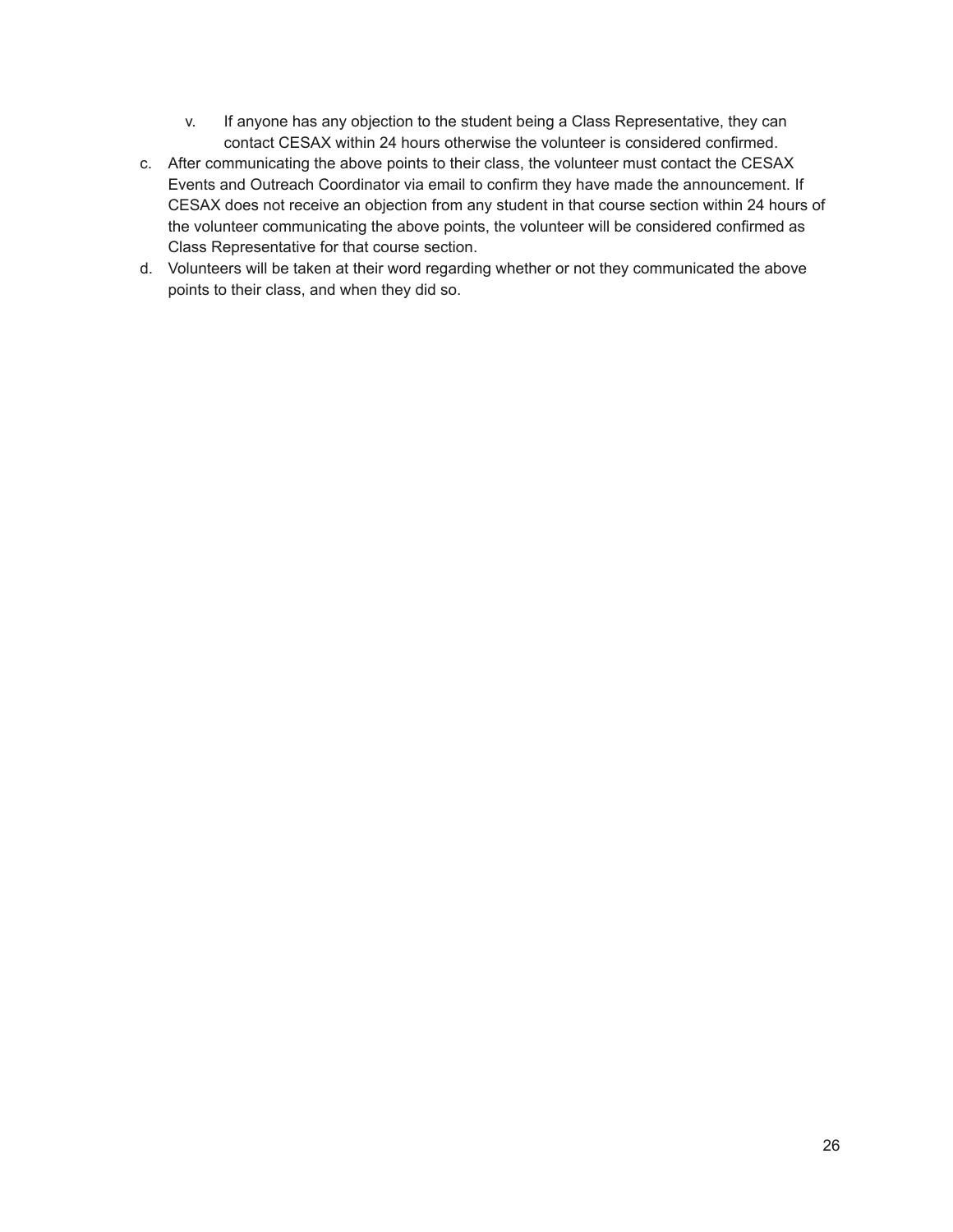v. If anyone has any objection to the student being a Class Representative, they can contact CESAX within 24 hours otherwise the volunteer is considered confirmed.

c. After communicating the above points to their class, the volunteer must contact the CESAX Events and Outreach Coordinator via email to confirm they have made the announcement. If CESAX does not receive an objection from any student in that course section within 24 hours of the volunteer communicating the above points, the volunteer will be considered confirmed as Class Representative for that course section.
d. Volunteers will be taken at their word regarding whether or not they communicated the above points to their class, and when they did so.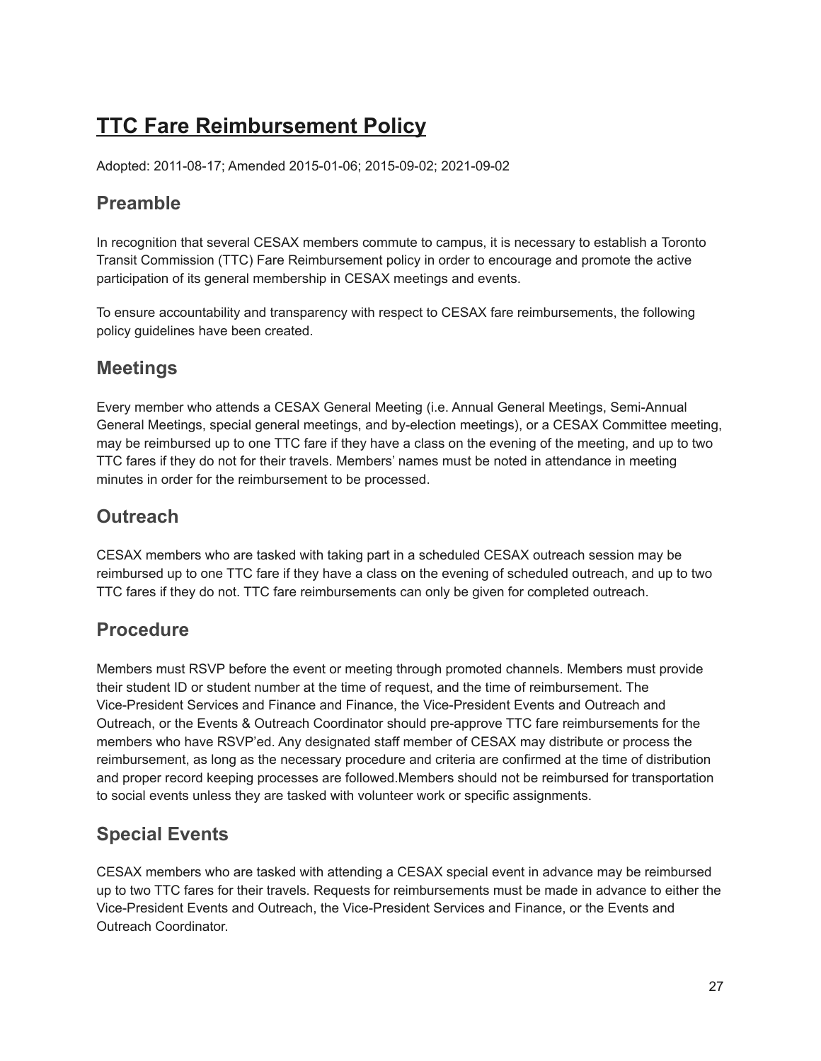# TTC Fare Reimbursement Policy

Adopted: 2011-08-17; Amended 2015-01-06; 2015-09-02; 2021-09-02

## Preamble

In recognition that several CESAX members commute to campus, it is necessary to establish a Toronto Transit Commission (TTC) Fare Reimbursement policy in order to encourage and promote the active participation of its general membership in CESAX meetings and events.

To ensure accountability and transparency with respect to CESAX fare reimbursements, the following policy guidelines have been created.

## Meetings

Every member who attends a CESAX General Meeting (i.e. Annual General Meetings, Semi-Annual General Meetings, special general meetings, and by-election meetings), or a CESAX Committee meeting, may be reimbursed up to one TTC fare if they have a class on the evening of the meeting, and up to two TTC fares if they do not for their travels. Members' names must be noted in attendance in meeting minutes in order for the reimbursement to be processed.

## Outreach

CESAX members who are tasked with taking part in a scheduled CESAX outreach session may be reimbursed up to one TTC fare if they have a class on the evening of scheduled outreach, and up to two TTC fares if they do not. TTC fare reimbursements can only be given for completed outreach.

## Procedure

Members must RSVP before the event or meeting through promoted channels. Members must provide their student ID or student number at the time of request, and the time of reimbursement. The Vice-President Services and Finance and Finance, the Vice-President Events and Outreach and Outreach, or the Events & Outreach Coordinator should pre-approve TTC fare reimbursements for the members who have RSVP'ed. Any designated staff member of CESAX may distribute or process the reimbursement, as long as the necessary procedure and criteria are confirmed at the time of distribution and proper record keeping processes are followed.Members should not be reimbursed for transportation to social events unless they are tasked with volunteer work or specific assignments.

## Special Events

CESAX members who are tasked with attending a CESAX special event in advance may be reimbursed up to two TTC fares for their travels. Requests for reimbursements must be made in advance to either the Vice-President Events and Outreach, the Vice-President Services and Finance, or the Events and Outreach Coordinator.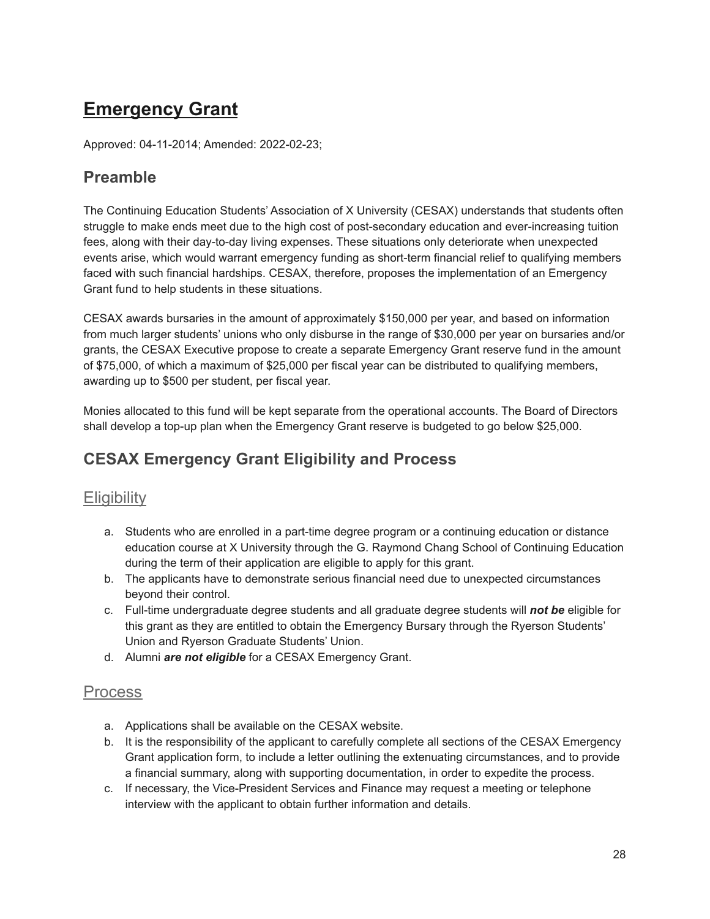# **Emergency Grant**

Approved: 04-11-2014; Amended: 2022-02-23;

## Preamble

The Continuing Education Students' Association of X University (CESAX) understands that students often struggle to make ends meet due to the high cost of post-secondary education and ever-increasing tuition fees, along with their day-to-day living expenses. These situations only deteriorate when unexpected events arise, which would warrant emergency funding as short-term financial relief to qualifying members faced with such financial hardships. CESAX, therefore, proposes the implementation of an Emergency Grant fund to help students in these situations.

CESAX awards bursaries in the amount of approximately $150,000 per year, and based on information from much larger students' unions who only disburse in the range of $30,000 per year on bursaries and/or grants, the CESAX Executive propose to create a separate Emergency Grant reserve fund in the amount of $75,000, of which a maximum of $25,000 per fiscal year can be distributed to qualifying members, awarding up to $500 per student, per fiscal year.

Monies allocated to this fund will be kept separate from the operational accounts. The Board of Directors shall develop a top-up plan when the Emergency Grant reserve is budgeted to go below $25,000.

## CESAX Emergency Grant Eligibility and Process

### Eligibility

a. Students who are enrolled in a part-time degree program or a continuing education or distance education course at X University through the G. Raymond Chang School of Continuing Education during the term of their application are eligible to apply for this grant.
b. The applicants have to demonstrate serious financial need due to unexpected circumstances beyond their control.
c. Full-time undergraduate degree students and all graduate degree students will ***not be*** eligible for this grant as they are entitled to obtain the Emergency Bursary through the Ryerson Students' Union and Ryerson Graduate Students' Union.
d. Alumni ***are not eligible*** for a CESAX Emergency Grant.

### Process

a. Applications shall be available on the CESAX website.
b. It is the responsibility of the applicant to carefully complete all sections of the CESAX Emergency Grant application form, to include a letter outlining the extenuating circumstances, and to provide a financial summary, along with supporting documentation, in order to expedite the process.
c. If necessary, the Vice-President Services and Finance may request a meeting or telephone interview with the applicant to obtain further information and details.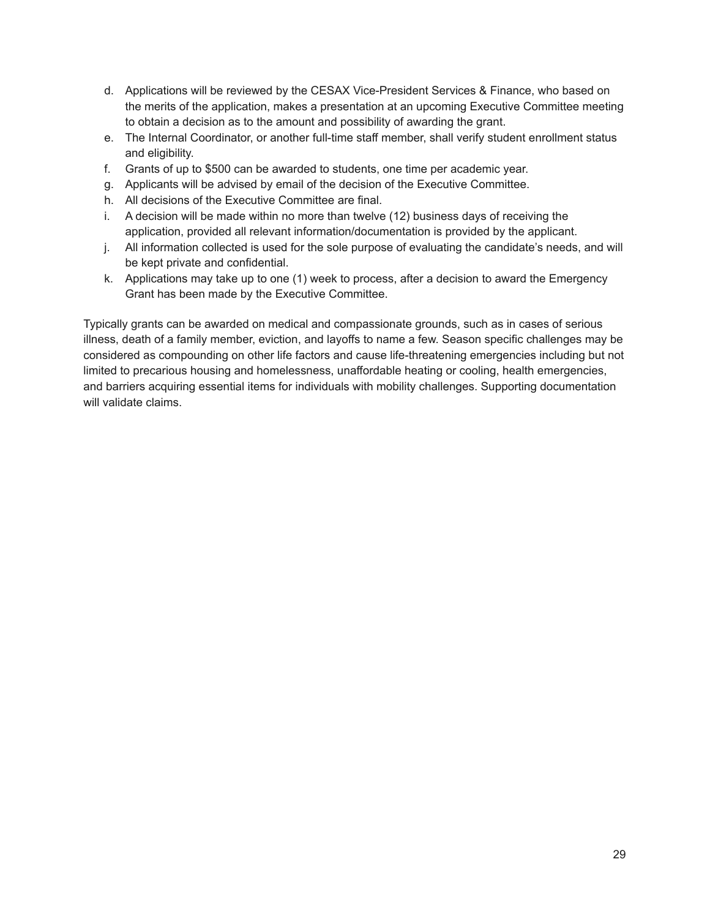d. Applications will be reviewed by the CESAX Vice-President Services & Finance, who based on the merits of the application, makes a presentation at an upcoming Executive Committee meeting to obtain a decision as to the amount and possibility of awarding the grant.
e. The Internal Coordinator, or another full-time staff member, shall verify student enrollment status and eligibility.
f. Grants of up to $500 can be awarded to students, one time per academic year.
g. Applicants will be advised by email of the decision of the Executive Committee.
h. All decisions of the Executive Committee are final.
i. A decision will be made within no more than twelve (12) business days of receiving the application, provided all relevant information/documentation is provided by the applicant.
j. All information collected is used for the sole purpose of evaluating the candidate's needs, and will be kept private and confidential.
k. Applications may take up to one (1) week to process, after a decision to award the Emergency Grant has been made by the Executive Committee.

Typically grants can be awarded on medical and compassionate grounds, such as in cases of serious illness, death of a family member, eviction, and layoffs to name a few. Season specific challenges may be considered as compounding on other life factors and cause life-threatening emergencies including but not limited to precarious housing and homelessness, unaffordable heating or cooling, health emergencies, and barriers acquiring essential items for individuals with mobility challenges. Supporting documentation will validate claims.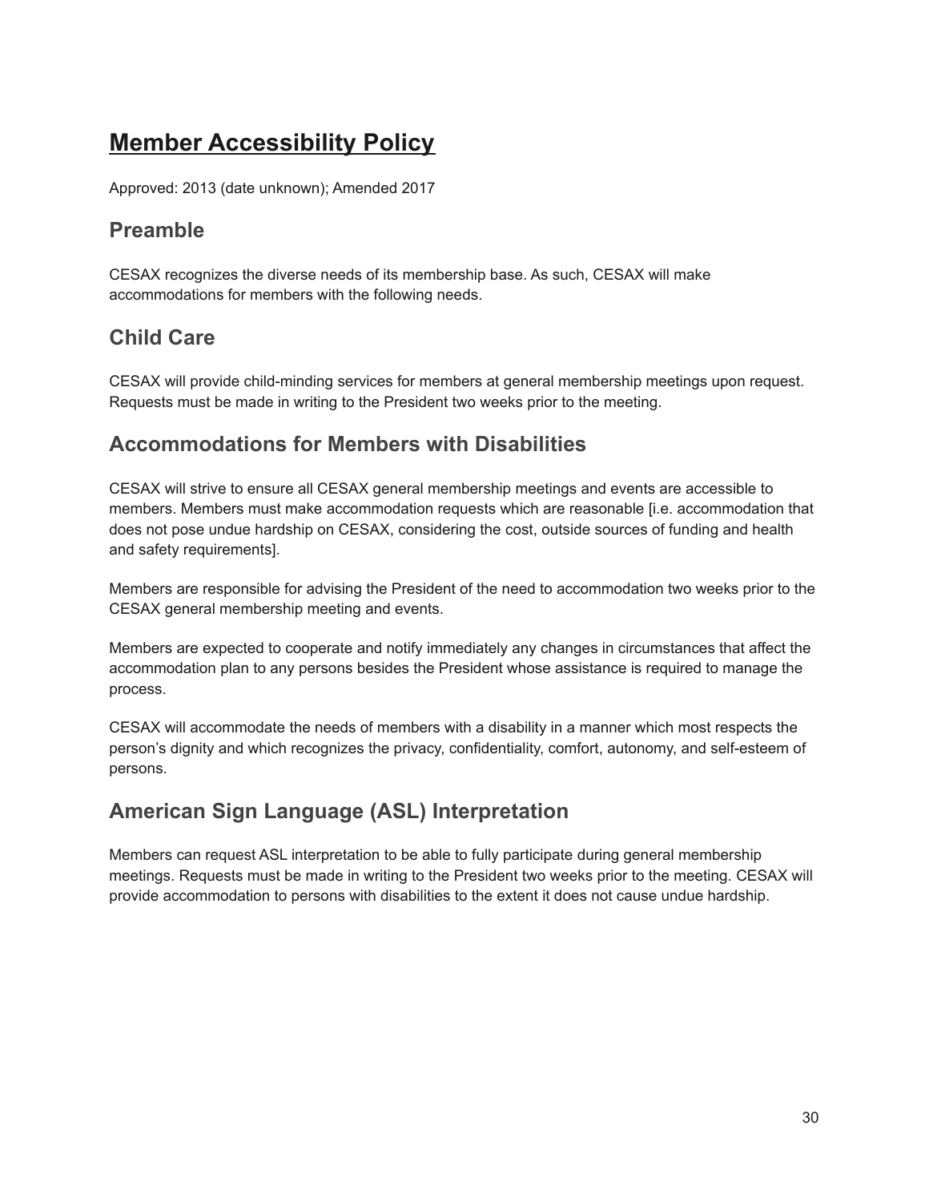# Member Accessibility Policy

Approved: 2013 (date unknown); Amended 2017

## Preamble

CESAX recognizes the diverse needs of its membership base. As such, CESAX will make accommodations for members with the following needs.

## Child Care

CESAX will provide child-minding services for members at general membership meetings upon request. Requests must be made in writing to the President two weeks prior to the meeting.

## Accommodations for Members with Disabilities

CESAX will strive to ensure all CESAX general membership meetings and events are accessible to members. Members must make accommodation requests which are reasonable [i.e. accommodation that does not pose undue hardship on CESAX, considering the cost, outside sources of funding and health and safety requirements].

Members are responsible for advising the President of the need to accommodation two weeks prior to the CESAX general membership meeting and events.

Members are expected to cooperate and notify immediately any changes in circumstances that affect the accommodation plan to any persons besides the President whose assistance is required to manage the process.

CESAX will accommodate the needs of members with a disability in a manner which most respects the person's dignity and which recognizes the privacy, confidentiality, comfort, autonomy, and self-esteem of persons.

## American Sign Language (ASL) Interpretation

Members can request ASL interpretation to be able to fully participate during general membership meetings. Requests must be made in writing to the President two weeks prior to the meeting. CESAX will provide accommodation to persons with disabilities to the extent it does not cause undue hardship.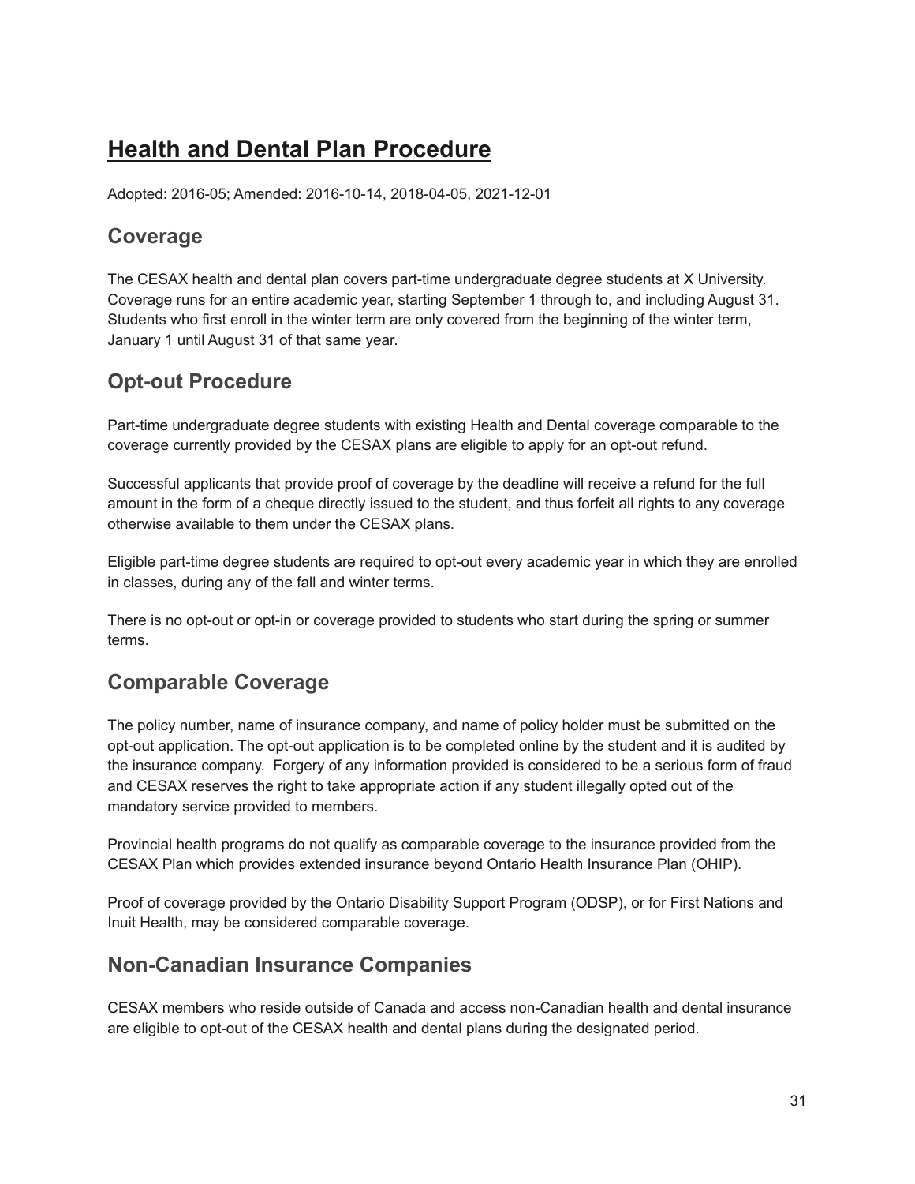# Health and Dental Plan Procedure

Adopted: 2016-05; Amended: 2016-10-14, 2018-04-05, 2021-12-01

## Coverage

The CESAX health and dental plan covers part-time undergraduate degree students at X University. Coverage runs for an entire academic year, starting September 1 through to, and including August 31. Students who first enroll in the winter term are only covered from the beginning of the winter term, January 1 until August 31 of that same year.

## Opt-out Procedure

Part-time undergraduate degree students with existing Health and Dental coverage comparable to the coverage currently provided by the CESAX plans are eligible to apply for an opt-out refund.

Successful applicants that provide proof of coverage by the deadline will receive a refund for the full amount in the form of a cheque directly issued to the student, and thus forfeit all rights to any coverage otherwise available to them under the CESAX plans.

Eligible part-time degree students are required to opt-out every academic year in which they are enrolled in classes, during any of the fall and winter terms.

There is no opt-out or opt-in or coverage provided to students who start during the spring or summer terms.

## Comparable Coverage

The policy number, name of insurance company, and name of policy holder must be submitted on the opt-out application. The opt-out application is to be completed online by the student and it is audited by the insurance company. Forgery of any information provided is considered to be a serious form of fraud and CESAX reserves the right to take appropriate action if any student illegally opted out of the mandatory service provided to members.

Provincial health programs do not qualify as comparable coverage to the insurance provided from the CESAX Plan which provides extended insurance beyond Ontario Health Insurance Plan (OHIP).

Proof of coverage provided by the Ontario Disability Support Program (ODSP), or for First Nations and Inuit Health, may be considered comparable coverage.

## Non-Canadian Insurance Companies

CESAX members who reside outside of Canada and access non-Canadian health and dental insurance are eligible to opt-out of the CESAX health and dental plans during the designated period.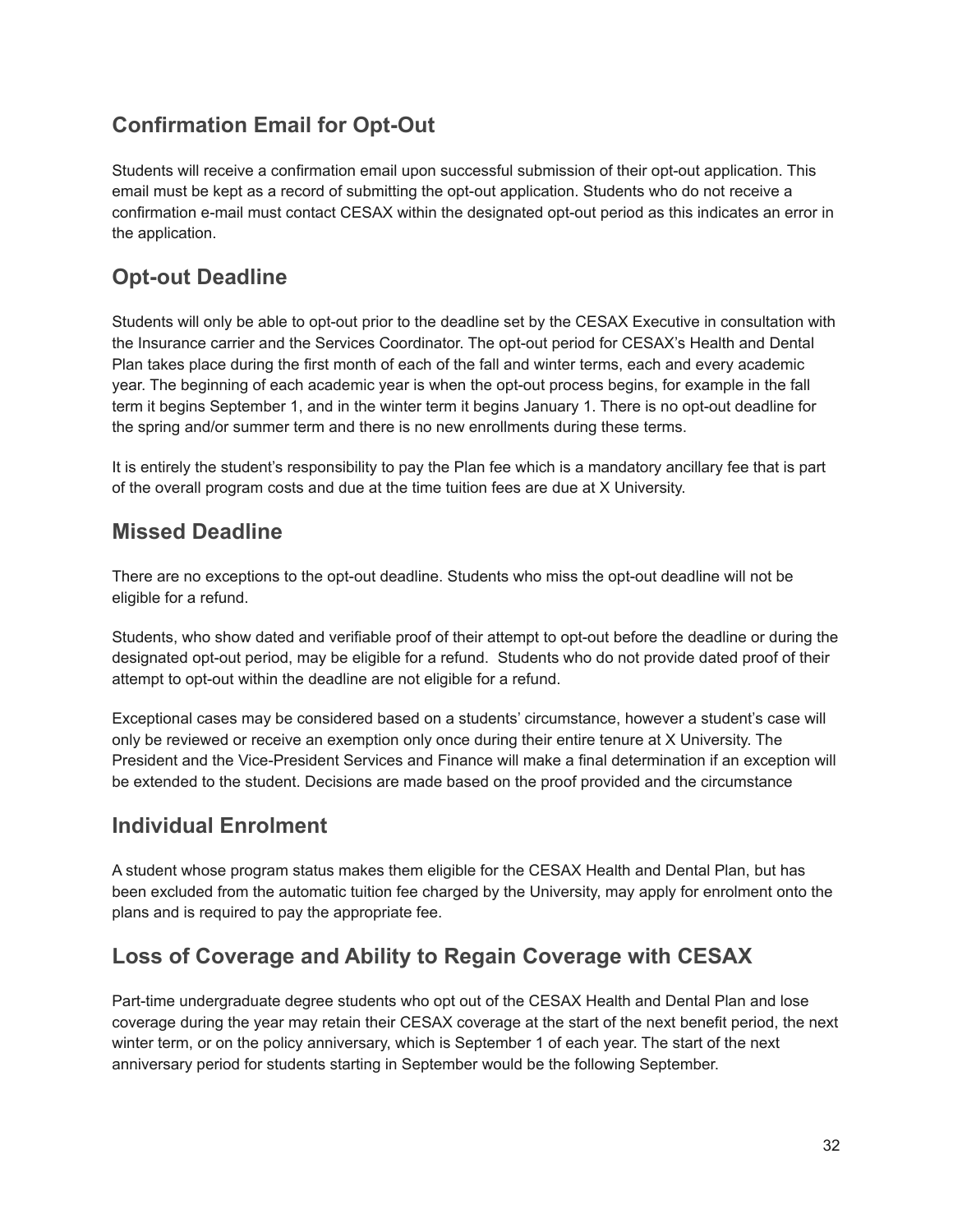## Confirmation Email for Opt-Out

Students will receive a confirmation email upon successful submission of their opt-out application. This email must be kept as a record of submitting the opt-out application. Students who do not receive a confirmation e-mail must contact CESAX within the designated opt-out period as this indicates an error in the application.

## Opt-out Deadline

Students will only be able to opt-out prior to the deadline set by the CESAX Executive in consultation with the Insurance carrier and the Services Coordinator. The opt-out period for CESAX's Health and Dental Plan takes place during the first month of each of the fall and winter terms, each and every academic year. The beginning of each academic year is when the opt-out process begins, for example in the fall term it begins September 1, and in the winter term it begins January 1. There is no opt-out deadline for the spring and/or summer term and there is no new enrollments during these terms.

It is entirely the student's responsibility to pay the Plan fee which is a mandatory ancillary fee that is part of the overall program costs and due at the time tuition fees are due at X University.

## Missed Deadline

There are no exceptions to the opt-out deadline. Students who miss the opt-out deadline will not be eligible for a refund.

Students, who show dated and verifiable proof of their attempt to opt-out before the deadline or during the designated opt-out period, may be eligible for a refund.  Students who do not provide dated proof of their attempt to opt-out within the deadline are not eligible for a refund.

Exceptional cases may be considered based on a students' circumstance, however a student's case will only be reviewed or receive an exemption only once during their entire tenure at X University. The President and the Vice-President Services and Finance will make a final determination if an exception will be extended to the student. Decisions are made based on the proof provided and the circumstance

## Individual Enrolment

A student whose program status makes them eligible for the CESAX Health and Dental Plan, but has been excluded from the automatic tuition fee charged by the University, may apply for enrolment onto the plans and is required to pay the appropriate fee.

## Loss of Coverage and Ability to Regain Coverage with CESAX

Part-time undergraduate degree students who opt out of the CESAX Health and Dental Plan and lose coverage during the year may retain their CESAX coverage at the start of the next benefit period, the next winter term, or on the policy anniversary, which is September 1 of each year. The start of the next anniversary period for students starting in September would be the following September.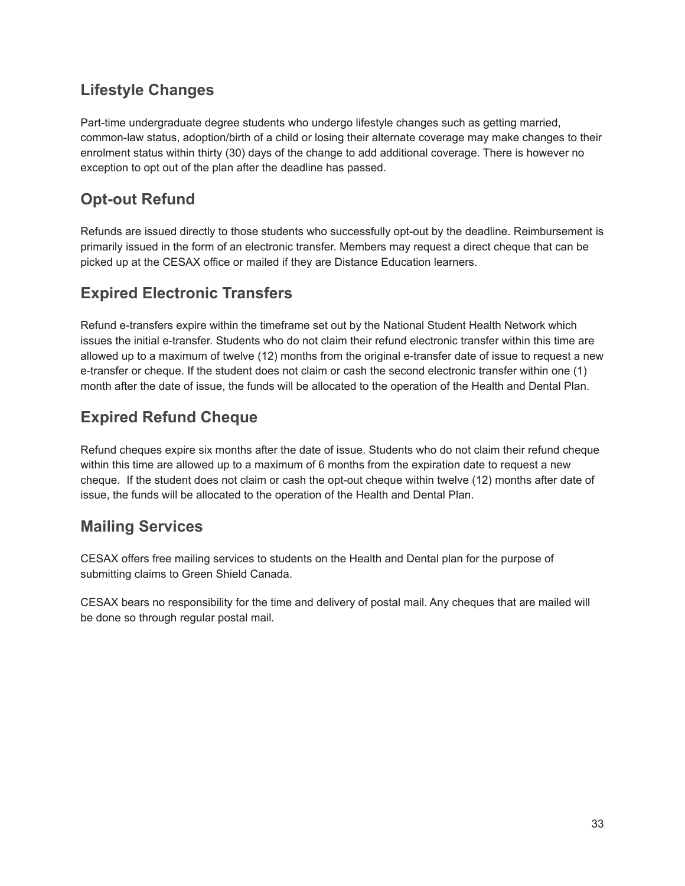## Lifestyle Changes

Part-time undergraduate degree students who undergo lifestyle changes such as getting married, common-law status, adoption/birth of a child or losing their alternate coverage may make changes to their enrolment status within thirty (30) days of the change to add additional coverage. There is however no exception to opt out of the plan after the deadline has passed.

## Opt-out Refund

Refunds are issued directly to those students who successfully opt-out by the deadline. Reimbursement is primarily issued in the form of an electronic transfer. Members may request a direct cheque that can be picked up at the CESAX office or mailed if they are Distance Education learners.

## Expired Electronic Transfers

Refund e-transfers expire within the timeframe set out by the National Student Health Network which issues the initial e-transfer. Students who do not claim their refund electronic transfer within this time are allowed up to a maximum of twelve (12) months from the original e-transfer date of issue to request a new e-transfer or cheque. If the student does not claim or cash the second electronic transfer within one (1) month after the date of issue, the funds will be allocated to the operation of the Health and Dental Plan.

## Expired Refund Cheque

Refund cheques expire six months after the date of issue. Students who do not claim their refund cheque within this time are allowed up to a maximum of 6 months from the expiration date to request a new cheque. If the student does not claim or cash the opt-out cheque within twelve (12) months after date of issue, the funds will be allocated to the operation of the Health and Dental Plan.

## Mailing Services

CESAX offers free mailing services to students on the Health and Dental plan for the purpose of submitting claims to Green Shield Canada.

CESAX bears no responsibility for the time and delivery of postal mail. Any cheques that are mailed will be done so through regular postal mail.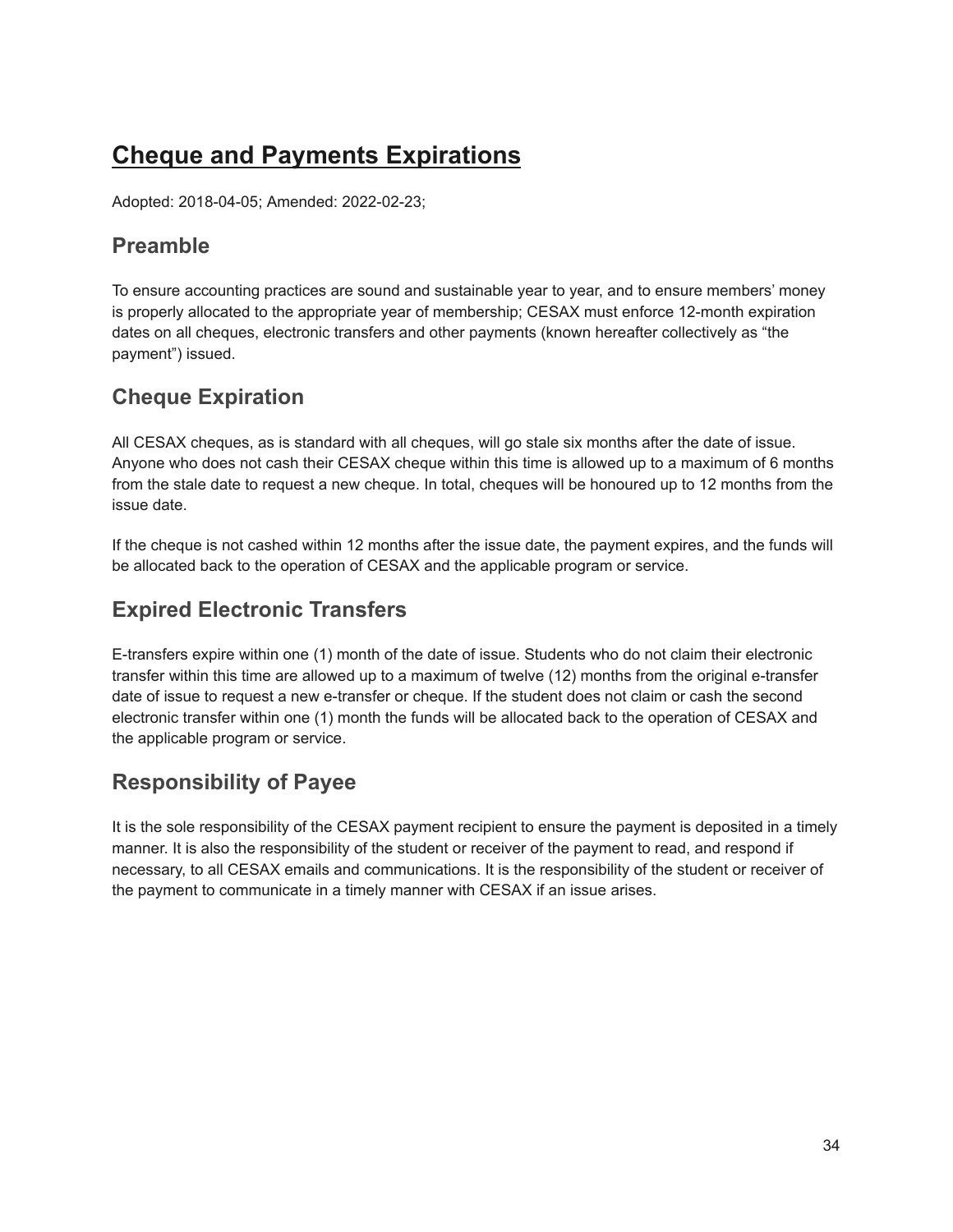# Cheque and Payments Expirations

Adopted: 2018-04-05; Amended: 2022-02-23;

## Preamble

To ensure accounting practices are sound and sustainable year to year, and to ensure members' money is properly allocated to the appropriate year of membership; CESAX must enforce 12-month expiration dates on all cheques, electronic transfers and other payments (known hereafter collectively as "the payment") issued.

## Cheque Expiration

All CESAX cheques, as is standard with all cheques, will go stale six months after the date of issue. Anyone who does not cash their CESAX cheque within this time is allowed up to a maximum of 6 months from the stale date to request a new cheque. In total, cheques will be honoured up to 12 months from the issue date.

If the cheque is not cashed within 12 months after the issue date, the payment expires, and the funds will be allocated back to the operation of CESAX and the applicable program or service.

## Expired Electronic Transfers

E-transfers expire within one (1) month of the date of issue. Students who do not claim their electronic transfer within this time are allowed up to a maximum of twelve (12) months from the original e-transfer date of issue to request a new e-transfer or cheque. If the student does not claim or cash the second electronic transfer within one (1) month the funds will be allocated back to the operation of CESAX and the applicable program or service.

## Responsibility of Payee

It is the sole responsibility of the CESAX payment recipient to ensure the payment is deposited in a timely manner. It is also the responsibility of the student or receiver of the payment to read, and respond if necessary, to all CESAX emails and communications. It is the responsibility of the student or receiver of the payment to communicate in a timely manner with CESAX if an issue arises.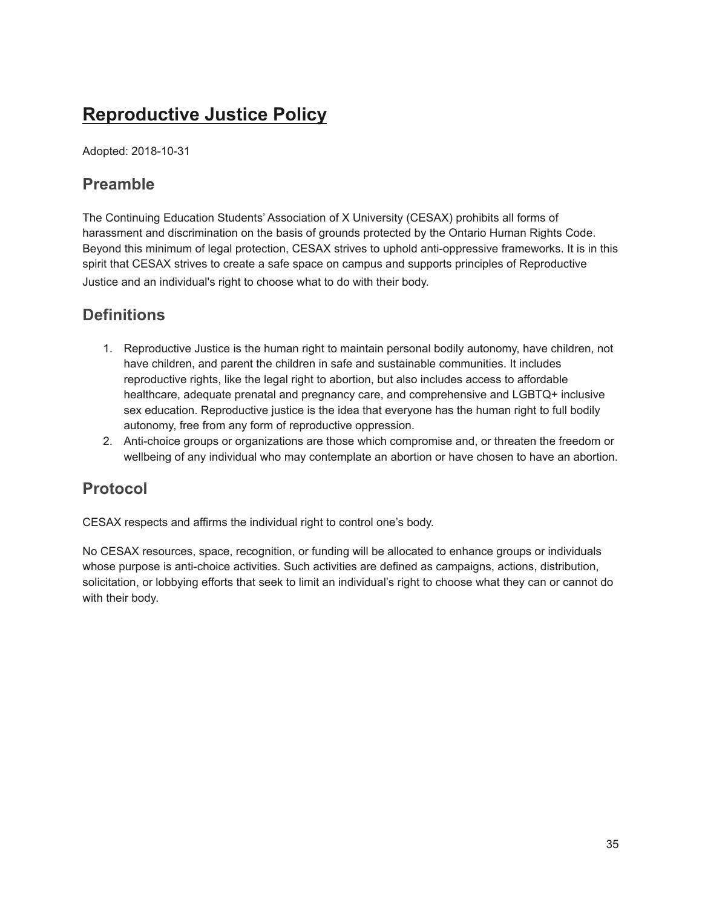# Reproductive Justice Policy

Adopted: 2018-10-31

## Preamble

The Continuing Education Students' Association of X University (CESAX) prohibits all forms of harassment and discrimination on the basis of grounds protected by the Ontario Human Rights Code. Beyond this minimum of legal protection, CESAX strives to uphold anti-oppressive frameworks. It is in this spirit that CESAX strives to create a safe space on campus and supports principles of Reproductive Justice and an individual's right to choose what to do with their body.

## Definitions

1. Reproductive Justice is the human right to maintain personal bodily autonomy, have children, not have children, and parent the children in safe and sustainable communities. It includes reproductive rights, like the legal right to abortion, but also includes access to affordable healthcare, adequate prenatal and pregnancy care, and comprehensive and LGBTQ+ inclusive sex education. Reproductive justice is the idea that everyone has the human right to full bodily autonomy, free from any form of reproductive oppression.
2. Anti-choice groups or organizations are those which compromise and, or threaten the freedom or wellbeing of any individual who may contemplate an abortion or have chosen to have an abortion.

## Protocol

CESAX respects and affirms the individual right to control one's body.

No CESAX resources, space, recognition, or funding will be allocated to enhance groups or individuals whose purpose is anti-choice activities. Such activities are defined as campaigns, actions, distribution, solicitation, or lobbying efforts that seek to limit an individual's right to choose what they can or cannot do with their body.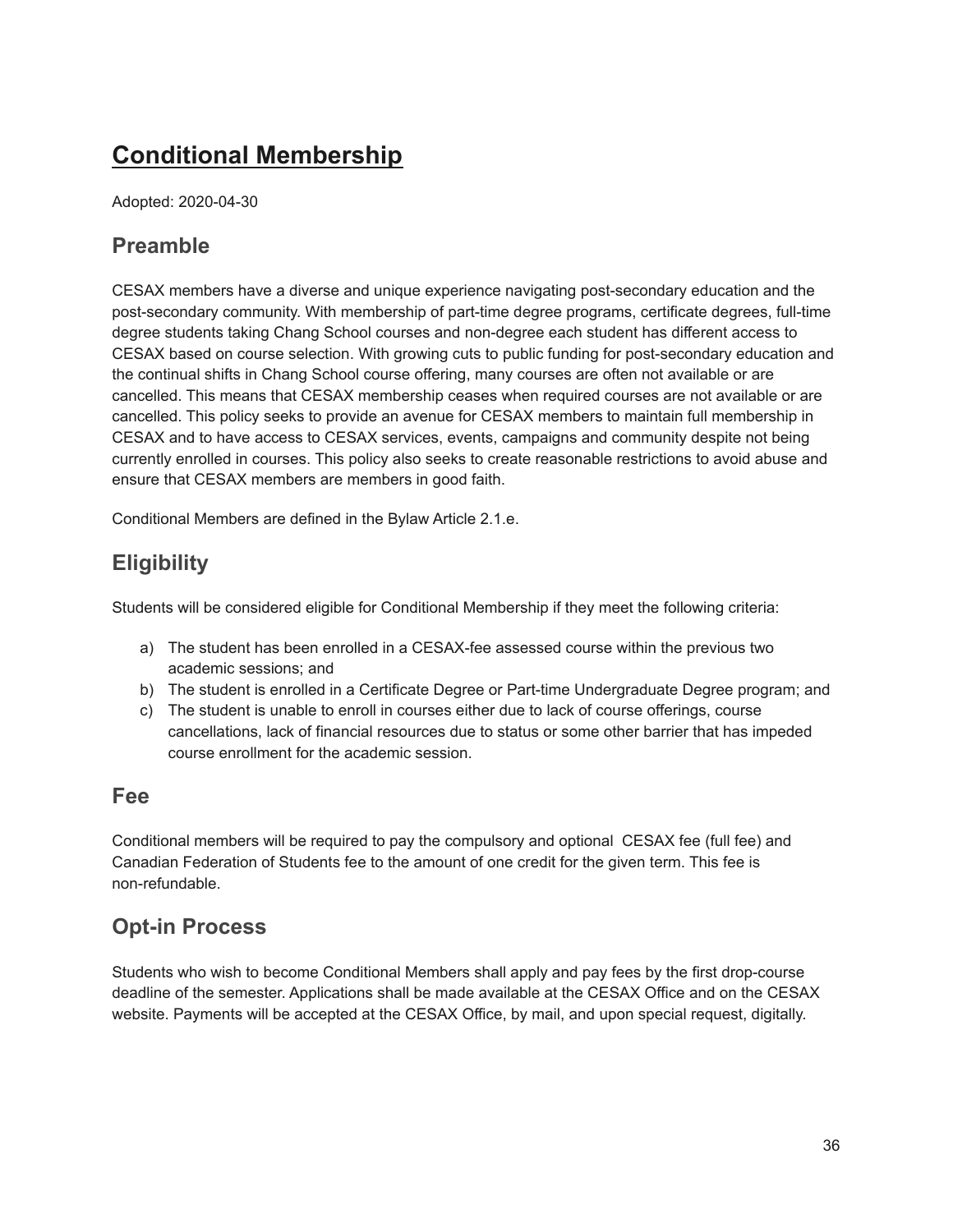# Conditional Membership

Adopted: 2020-04-30

## Preamble

CESAX members have a diverse and unique experience navigating post-secondary education and the post-secondary community. With membership of part-time degree programs, certificate degrees, full-time degree students taking Chang School courses and non-degree each student has different access to CESAX based on course selection. With growing cuts to public funding for post-secondary education and the continual shifts in Chang School course offering, many courses are often not available or are cancelled. This means that CESAX membership ceases when required courses are not available or are cancelled. This policy seeks to provide an avenue for CESAX members to maintain full membership in CESAX and to have access to CESAX services, events, campaigns and community despite not being currently enrolled in courses. This policy also seeks to create reasonable restrictions to avoid abuse and ensure that CESAX members are members in good faith.

Conditional Members are defined in the Bylaw Article 2.1.e.

## Eligibility

Students will be considered eligible for Conditional Membership if they meet the following criteria:

a) The student has been enrolled in a CESAX-fee assessed course within the previous two academic sessions; and
b) The student is enrolled in a Certificate Degree or Part-time Undergraduate Degree program; and
c) The student is unable to enroll in courses either due to lack of course offerings, course cancellations, lack of financial resources due to status or some other barrier that has impeded course enrollment for the academic session.

## Fee

Conditional members will be required to pay the compulsory and optional CESAX fee (full fee) and Canadian Federation of Students fee to the amount of one credit for the given term. This fee is non-refundable.

## Opt-in Process

Students who wish to become Conditional Members shall apply and pay fees by the first drop-course deadline of the semester. Applications shall be made available at the CESAX Office and on the CESAX website. Payments will be accepted at the CESAX Office, by mail, and upon special request, digitally.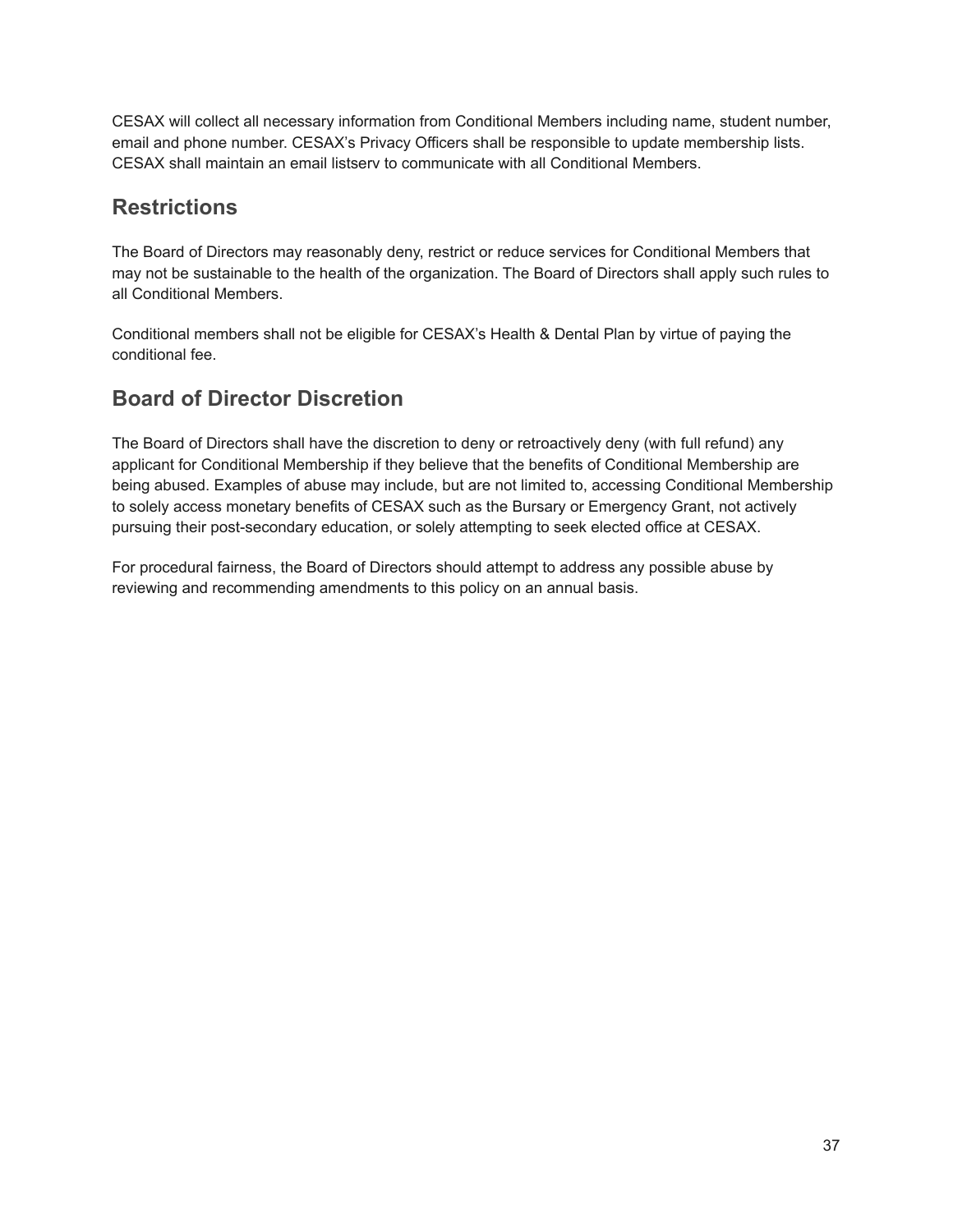CESAX will collect all necessary information from Conditional Members including name, student number, email and phone number. CESAX's Privacy Officers shall be responsible to update membership lists. CESAX shall maintain an email listserv to communicate with all Conditional Members.

## Restrictions

The Board of Directors may reasonably deny, restrict or reduce services for Conditional Members that may not be sustainable to the health of the organization. The Board of Directors shall apply such rules to all Conditional Members.

Conditional members shall not be eligible for CESAX's Health & Dental Plan by virtue of paying the conditional fee.

## Board of Director Discretion

The Board of Directors shall have the discretion to deny or retroactively deny (with full refund) any applicant for Conditional Membership if they believe that the benefits of Conditional Membership are being abused. Examples of abuse may include, but are not limited to, accessing Conditional Membership to solely access monetary benefits of CESAX such as the Bursary or Emergency Grant, not actively pursuing their post-secondary education, or solely attempting to seek elected office at CESAX.

For procedural fairness, the Board of Directors should attempt to address any possible abuse by reviewing and recommending amendments to this policy on an annual basis.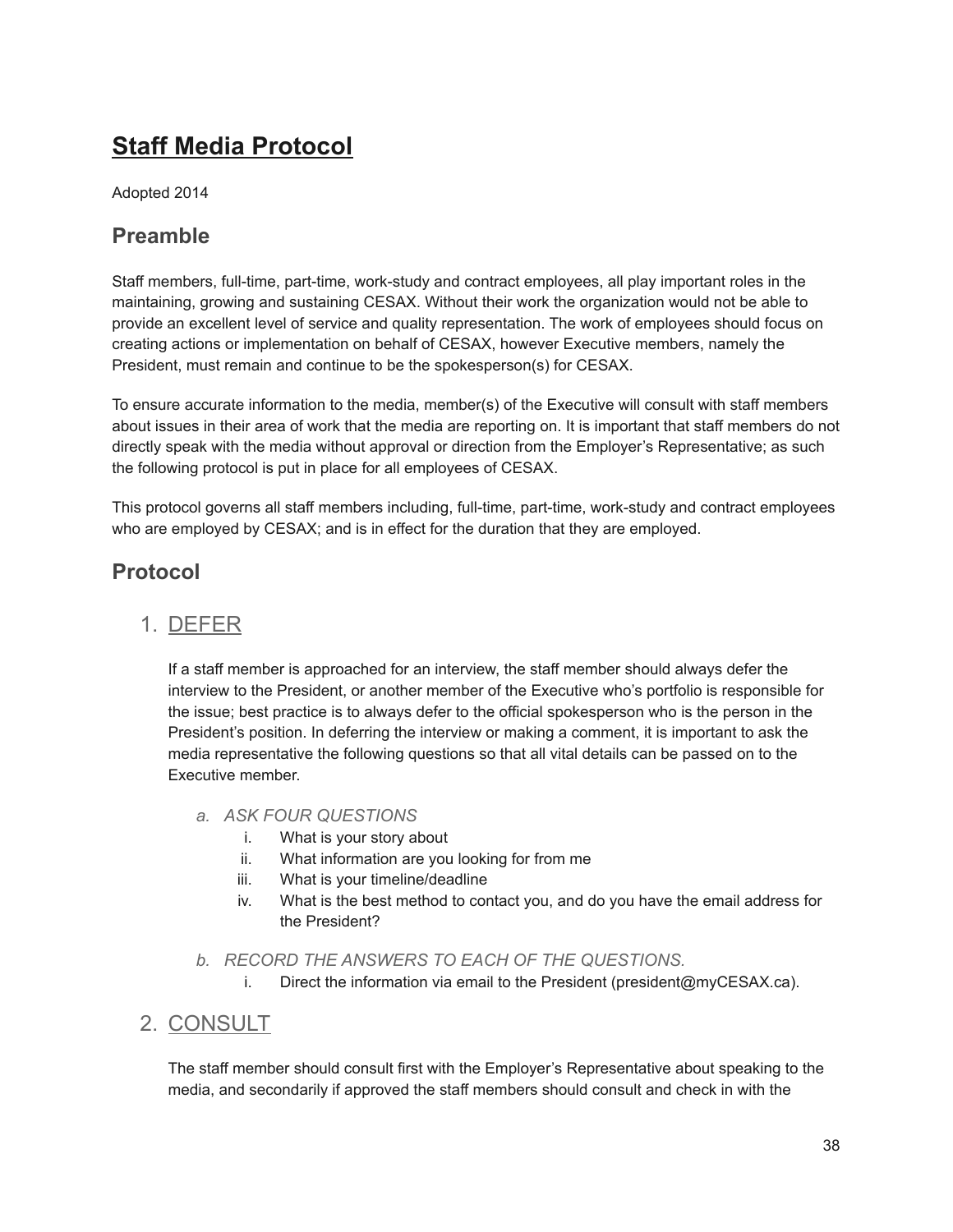# Staff Media Protocol

Adopted 2014

## Preamble

Staff members, full-time, part-time, work-study and contract employees, all play important roles in the maintaining, growing and sustaining CESAX. Without their work the organization would not be able to provide an excellent level of service and quality representation. The work of employees should focus on creating actions or implementation on behalf of CESAX, however Executive members, namely the President, must remain and continue to be the spokesperson(s) for CESAX.

To ensure accurate information to the media, member(s) of the Executive will consult with staff members about issues in their area of work that the media are reporting on. It is important that staff members do not directly speak with the media without approval or direction from the Employer's Representative; as such the following protocol is put in place for all employees of CESAX.

This protocol governs all staff members including, full-time, part-time, work-study and contract employees who are employed by CESAX; and is in effect for the duration that they are employed.

## Protocol

### 1. DEFER

If a staff member is approached for an interview, the staff member should always defer the interview to the President, or another member of the Executive who's portfolio is responsible for the issue; best practice is to always defer to the official spokesperson who is the person in the President's position. In deferring the interview or making a comment, it is important to ask the media representative the following questions so that all vital details can be passed on to the Executive member.

a. *ASK FOUR QUESTIONS*
   i. What is your story about
   ii. What information are you looking for from me
   iii. What is your timeline/deadline
   iv. What is the best method to contact you, and do you have the email address for the President?

b. *RECORD THE ANSWERS TO EACH OF THE QUESTIONS.*
   i. Direct the information via email to the President (president@myCESAX.ca).

### 2. CONSULT

The staff member should consult first with the Employer's Representative about speaking to the media, and secondarily if approved the staff members should consult and check in with the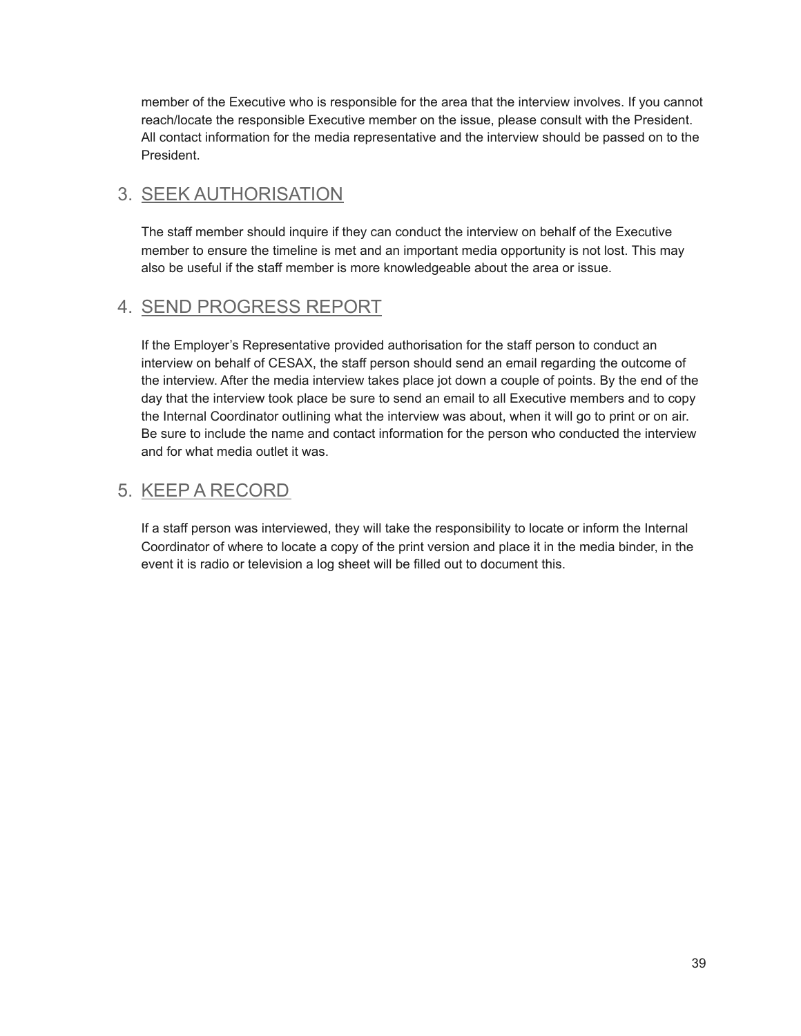member of the Executive who is responsible for the area that the interview involves. If you cannot reach/locate the responsible Executive member on the issue, please consult with the President. All contact information for the media representative and the interview should be passed on to the President.

## 3. SEEK AUTHORISATION

The staff member should inquire if they can conduct the interview on behalf of the Executive member to ensure the timeline is met and an important media opportunity is not lost. This may also be useful if the staff member is more knowledgeable about the area or issue.

## 4. SEND PROGRESS REPORT

If the Employer's Representative provided authorisation for the staff person to conduct an interview on behalf of CESAX, the staff person should send an email regarding the outcome of the interview. After the media interview takes place jot down a couple of points. By the end of the day that the interview took place be sure to send an email to all Executive members and to copy the Internal Coordinator outlining what the interview was about, when it will go to print or on air. Be sure to include the name and contact information for the person who conducted the interview and for what media outlet it was.

## 5. KEEP A RECORD

If a staff person was interviewed, they will take the responsibility to locate or inform the Internal Coordinator of where to locate a copy of the print version and place it in the media binder, in the event it is radio or television a log sheet will be filled out to document this.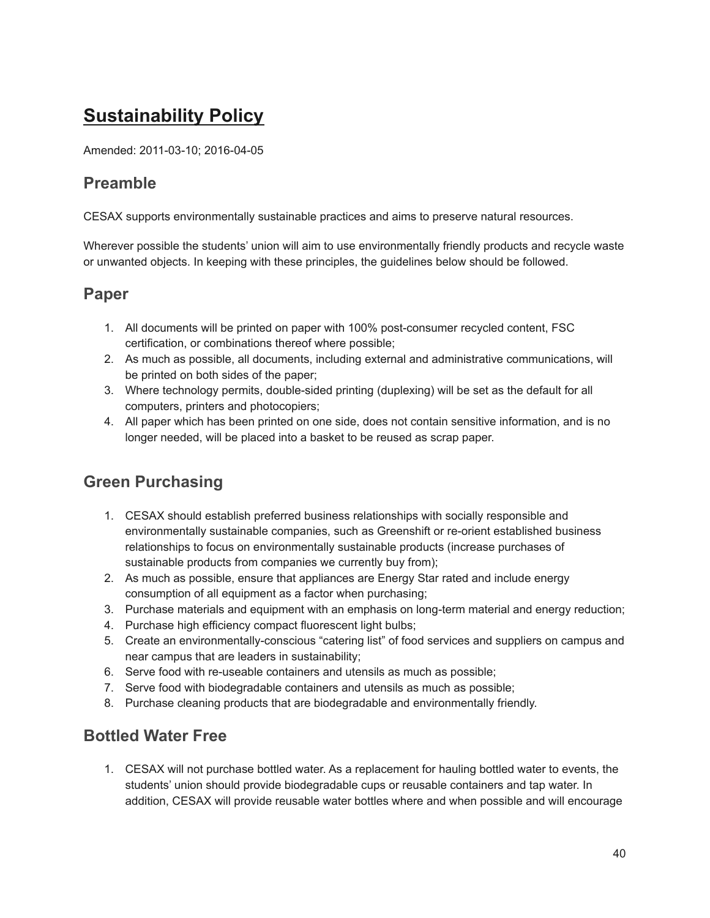# Sustainability Policy

Amended: 2011-03-10; 2016-04-05

## Preamble

CESAX supports environmentally sustainable practices and aims to preserve natural resources.

Wherever possible the students' union will aim to use environmentally friendly products and recycle waste or unwanted objects. In keeping with these principles, the guidelines below should be followed.

## Paper

1. All documents will be printed on paper with 100% post-consumer recycled content, FSC certification, or combinations thereof where possible;
2. As much as possible, all documents, including external and administrative communications, will be printed on both sides of the paper;
3. Where technology permits, double-sided printing (duplexing) will be set as the default for all computers, printers and photocopiers;
4. All paper which has been printed on one side, does not contain sensitive information, and is no longer needed, will be placed into a basket to be reused as scrap paper.

## Green Purchasing

1. CESAX should establish preferred business relationships with socially responsible and environmentally sustainable companies, such as Greenshift or re-orient established business relationships to focus on environmentally sustainable products (increase purchases of sustainable products from companies we currently buy from);
2. As much as possible, ensure that appliances are Energy Star rated and include energy consumption of all equipment as a factor when purchasing;
3. Purchase materials and equipment with an emphasis on long-term material and energy reduction;
4. Purchase high efficiency compact fluorescent light bulbs;
5. Create an environmentally-conscious "catering list" of food services and suppliers on campus and near campus that are leaders in sustainability;
6. Serve food with re-useable containers and utensils as much as possible;
7. Serve food with biodegradable containers and utensils as much as possible;
8. Purchase cleaning products that are biodegradable and environmentally friendly.

## Bottled Water Free

1. CESAX will not purchase bottled water. As a replacement for hauling bottled water to events, the students' union should provide biodegradable cups or reusable containers and tap water. In addition, CESAX will provide reusable water bottles where and when possible and will encourage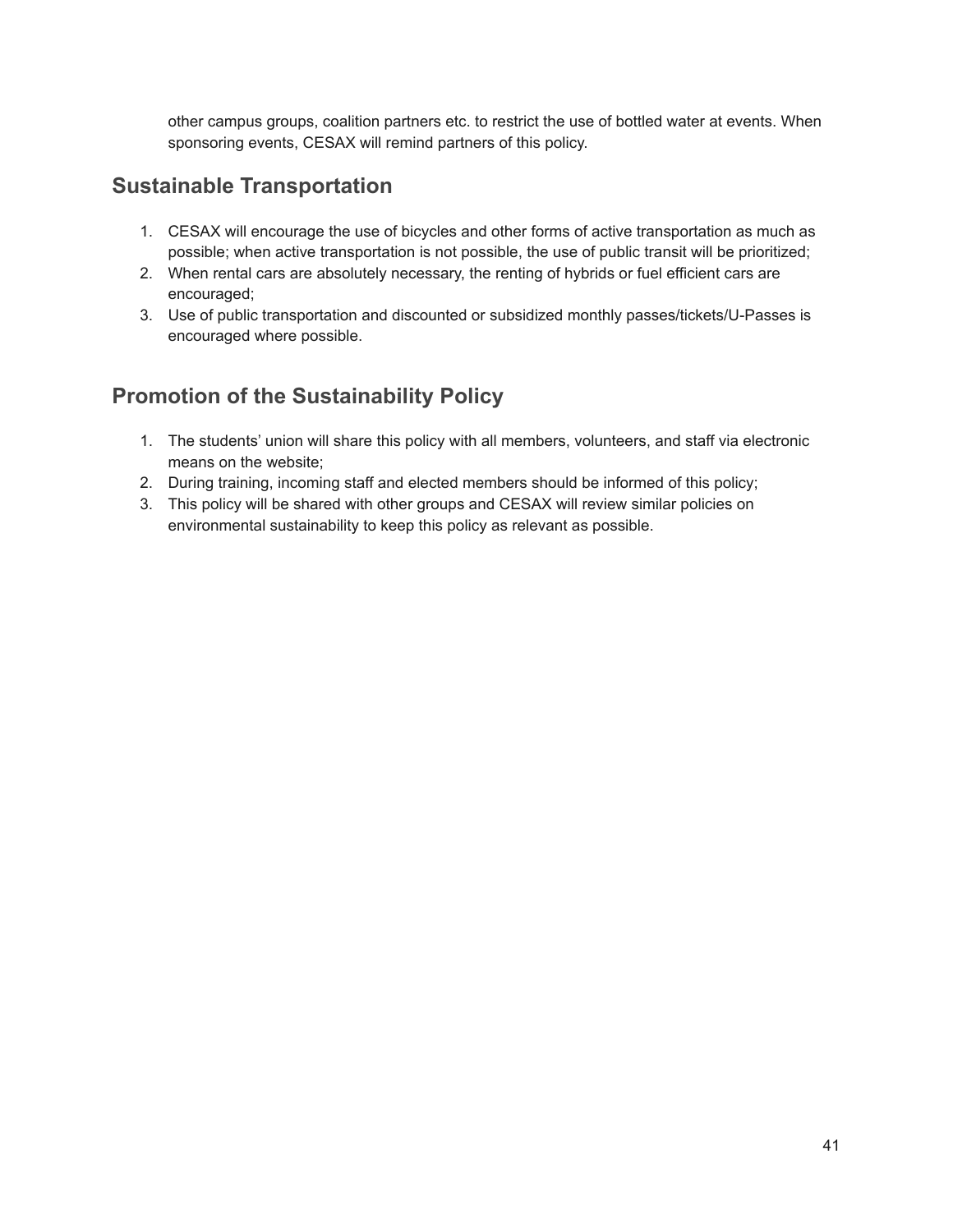other campus groups, coalition partners etc. to restrict the use of bottled water at events. When sponsoring events, CESAX will remind partners of this policy.

## Sustainable Transportation

1. CESAX will encourage the use of bicycles and other forms of active transportation as much as possible; when active transportation is not possible, the use of public transit will be prioritized;
2. When rental cars are absolutely necessary, the renting of hybrids or fuel efficient cars are encouraged;
3. Use of public transportation and discounted or subsidized monthly passes/tickets/U-Passes is encouraged where possible.

## Promotion of the Sustainability Policy

1. The students' union will share this policy with all members, volunteers, and staff via electronic means on the website;
2. During training, incoming staff and elected members should be informed of this policy;
3. This policy will be shared with other groups and CESAX will review similar policies on environmental sustainability to keep this policy as relevant as possible.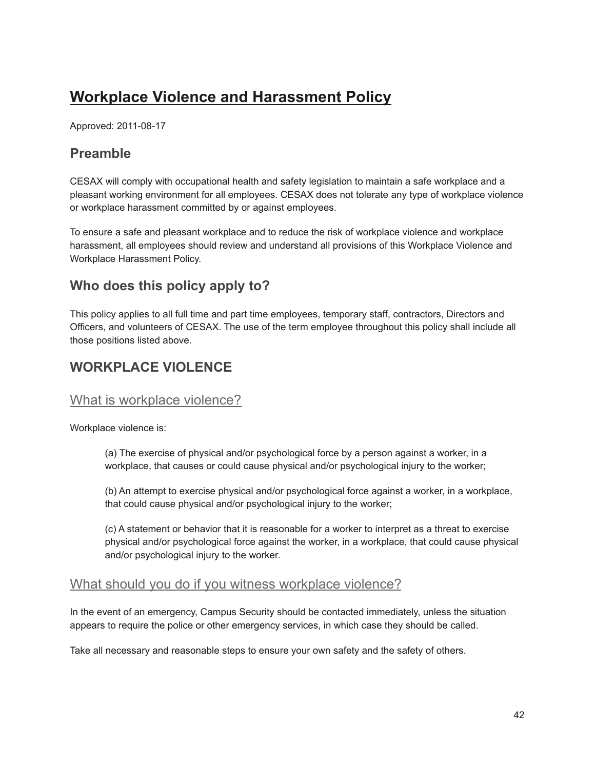# Workplace Violence and Harassment Policy

Approved: 2011-08-17

## Preamble

CESAX will comply with occupational health and safety legislation to maintain a safe workplace and a pleasant working environment for all employees. CESAX does not tolerate any type of workplace violence or workplace harassment committed by or against employees.

To ensure a safe and pleasant workplace and to reduce the risk of workplace violence and workplace harassment, all employees should review and understand all provisions of this Workplace Violence and Workplace Harassment Policy.

## Who does this policy apply to?

This policy applies to all full time and part time employees, temporary staff, contractors, Directors and Officers, and volunteers of CESAX. The use of the term employee throughout this policy shall include all those positions listed above.

## WORKPLACE VIOLENCE

### What is workplace violence?

Workplace violence is:

> (a) The exercise of physical and/or psychological force by a person against a worker, in a workplace, that causes or could cause physical and/or psychological injury to the worker;
>
> (b) An attempt to exercise physical and/or psychological force against a worker, in a workplace, that could cause physical and/or psychological injury to the worker;
>
> (c) A statement or behavior that it is reasonable for a worker to interpret as a threat to exercise physical and/or psychological force against the worker, in a workplace, that could cause physical and/or psychological injury to the worker.

### What should you do if you witness workplace violence?

In the event of an emergency, Campus Security should be contacted immediately, unless the situation appears to require the police or other emergency services, in which case they should be called.

Take all necessary and reasonable steps to ensure your own safety and the safety of others.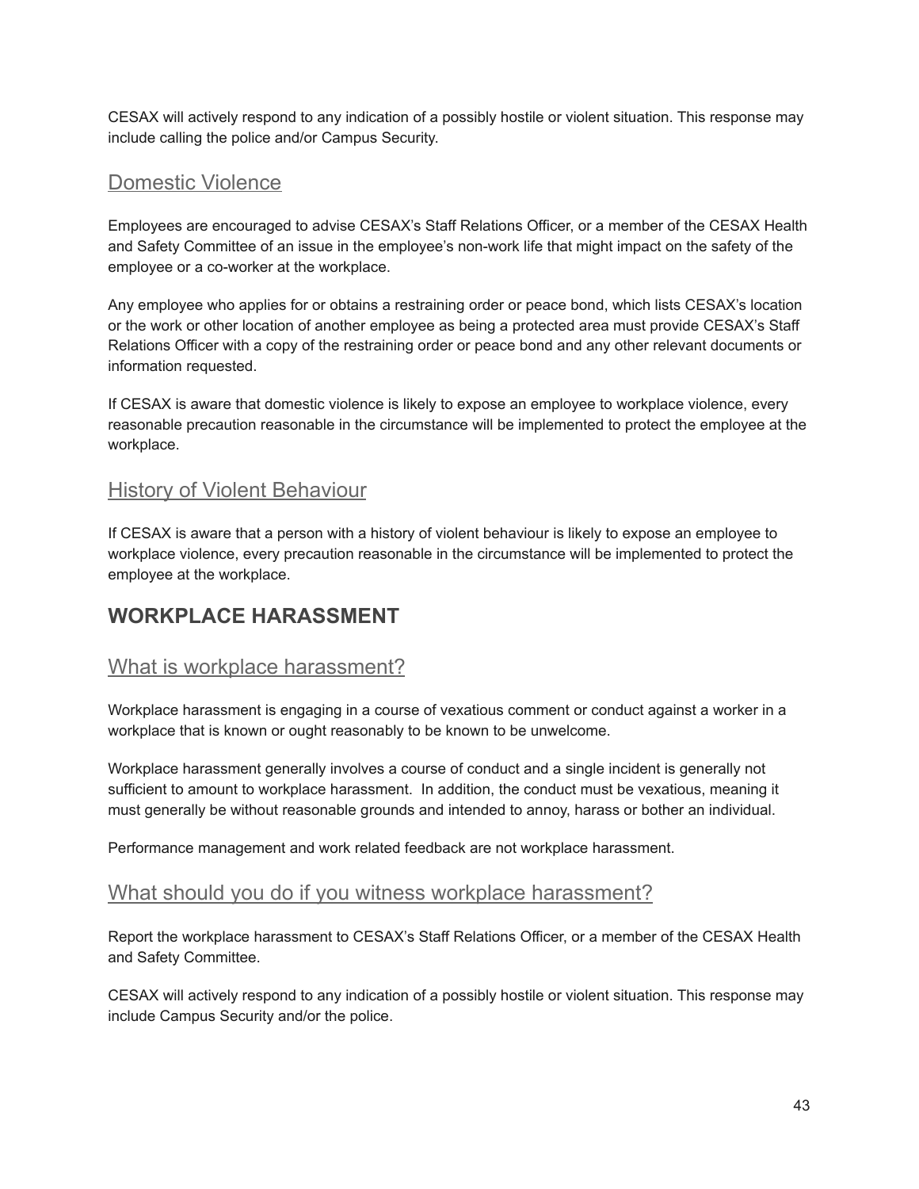CESAX will actively respond to any indication of a possibly hostile or violent situation. This response may include calling the police and/or Campus Security.

### Domestic Violence

Employees are encouraged to advise CESAX's Staff Relations Officer, or a member of the CESAX Health and Safety Committee of an issue in the employee's non-work life that might impact on the safety of the employee or a co-worker at the workplace.

Any employee who applies for or obtains a restraining order or peace bond, which lists CESAX's location or the work or other location of another employee as being a protected area must provide CESAX's Staff Relations Officer with a copy of the restraining order or peace bond and any other relevant documents or information requested.

If CESAX is aware that domestic violence is likely to expose an employee to workplace violence, every reasonable precaution reasonable in the circumstance will be implemented to protect the employee at the workplace.

### History of Violent Behaviour

If CESAX is aware that a person with a history of violent behaviour is likely to expose an employee to workplace violence, every precaution reasonable in the circumstance will be implemented to protect the employee at the workplace.

## WORKPLACE HARASSMENT

### What is workplace harassment?

Workplace harassment is engaging in a course of vexatious comment or conduct against a worker in a workplace that is known or ought reasonably to be known to be unwelcome.

Workplace harassment generally involves a course of conduct and a single incident is generally not sufficient to amount to workplace harassment. In addition, the conduct must be vexatious, meaning it must generally be without reasonable grounds and intended to annoy, harass or bother an individual.

Performance management and work related feedback are not workplace harassment.

### What should you do if you witness workplace harassment?

Report the workplace harassment to CESAX's Staff Relations Officer, or a member of the CESAX Health and Safety Committee.

CESAX will actively respond to any indication of a possibly hostile or violent situation. This response may include Campus Security and/or the police.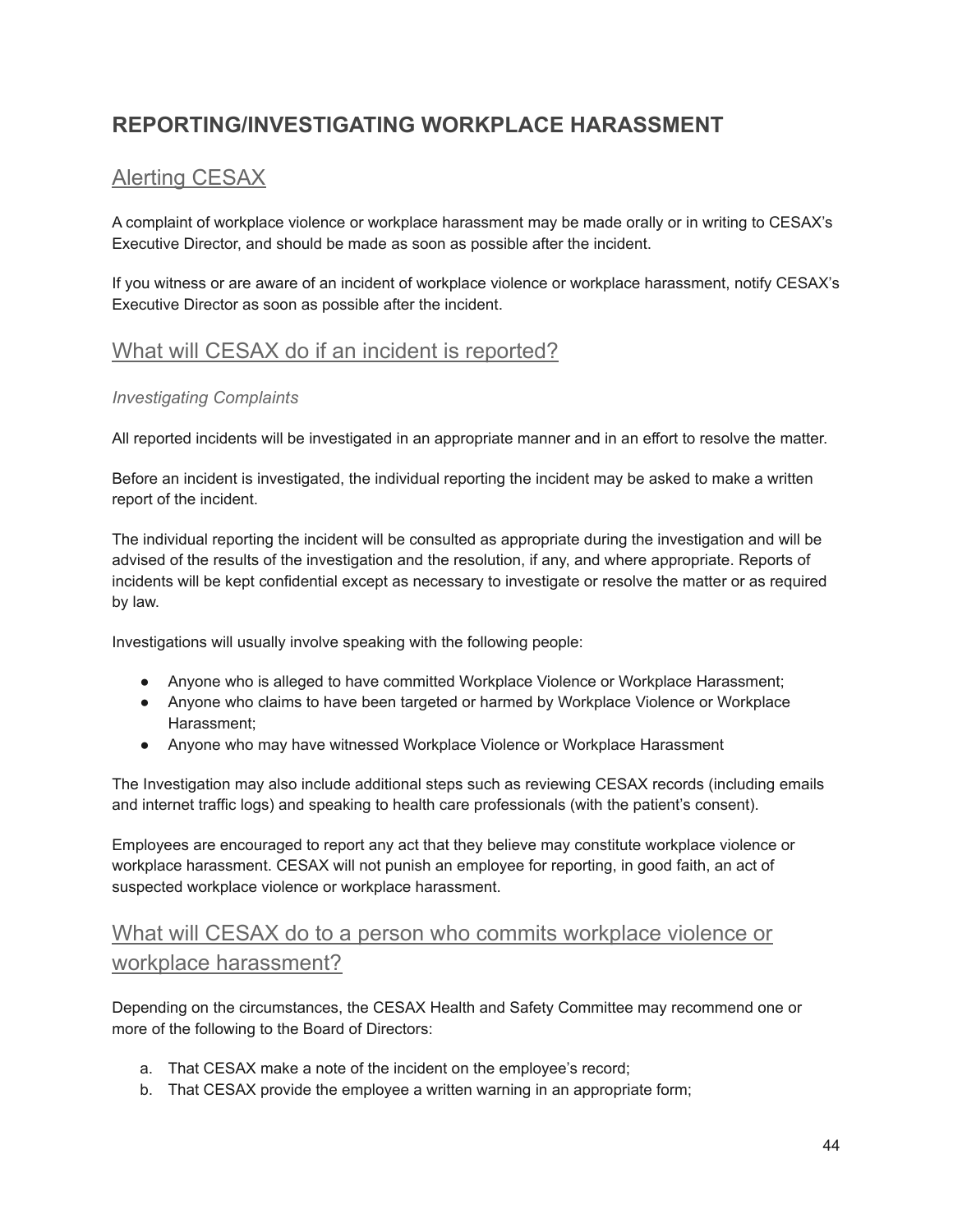# REPORTING/INVESTIGATING WORKPLACE HARASSMENT

## Alerting CESAX

A complaint of workplace violence or workplace harassment may be made orally or in writing to CESAX's Executive Director, and should be made as soon as possible after the incident.

If you witness or are aware of an incident of workplace violence or workplace harassment, notify CESAX's Executive Director as soon as possible after the incident.

## What will CESAX do if an incident is reported?

### *Investigating Complaints*

All reported incidents will be investigated in an appropriate manner and in an effort to resolve the matter.

Before an incident is investigated, the individual reporting the incident may be asked to make a written report of the incident.

The individual reporting the incident will be consulted as appropriate during the investigation and will be advised of the results of the investigation and the resolution, if any, and where appropriate. Reports of incidents will be kept confidential except as necessary to investigate or resolve the matter or as required by law.

Investigations will usually involve speaking with the following people:

- Anyone who is alleged to have committed Workplace Violence or Workplace Harassment;
- Anyone who claims to have been targeted or harmed by Workplace Violence or Workplace Harassment;
- Anyone who may have witnessed Workplace Violence or Workplace Harassment

The Investigation may also include additional steps such as reviewing CESAX records (including emails and internet traffic logs) and speaking to health care professionals (with the patient's consent).

Employees are encouraged to report any act that they believe may constitute workplace violence or workplace harassment. CESAX will not punish an employee for reporting, in good faith, an act of suspected workplace violence or workplace harassment.

## What will CESAX do to a person who commits workplace violence or workplace harassment?

Depending on the circumstances, the CESAX Health and Safety Committee may recommend one or more of the following to the Board of Directors:

a. That CESAX make a note of the incident on the employee's record;
b. That CESAX provide the employee a written warning in an appropriate form;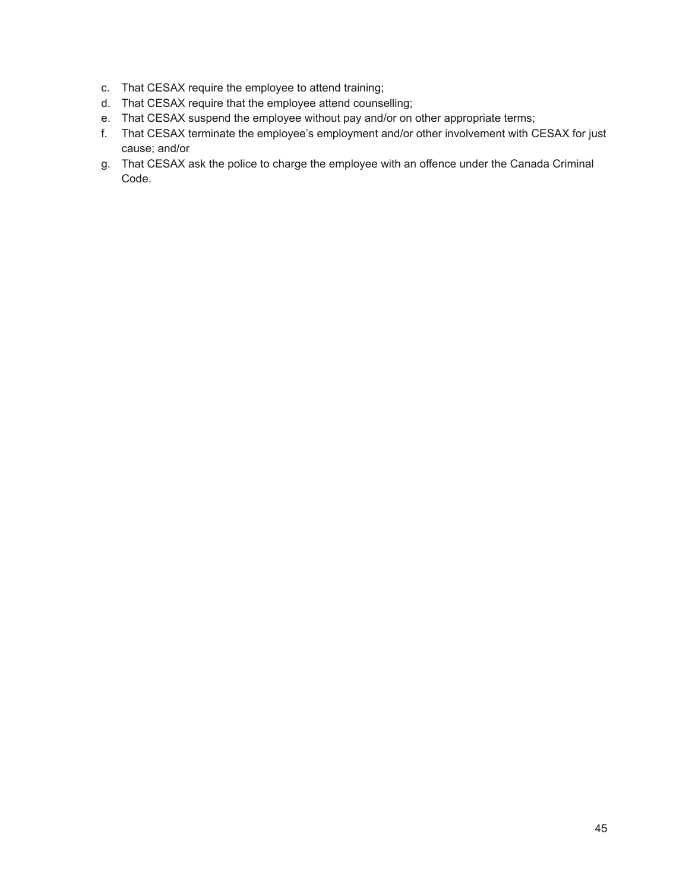c. That CESAX require the employee to attend training;
d. That CESAX require that the employee attend counselling;
e. That CESAX suspend the employee without pay and/or on other appropriate terms;
f. That CESAX terminate the employee's employment and/or other involvement with CESAX for just cause; and/or
g. That CESAX ask the police to charge the employee with an offence under the Canada Criminal Code.